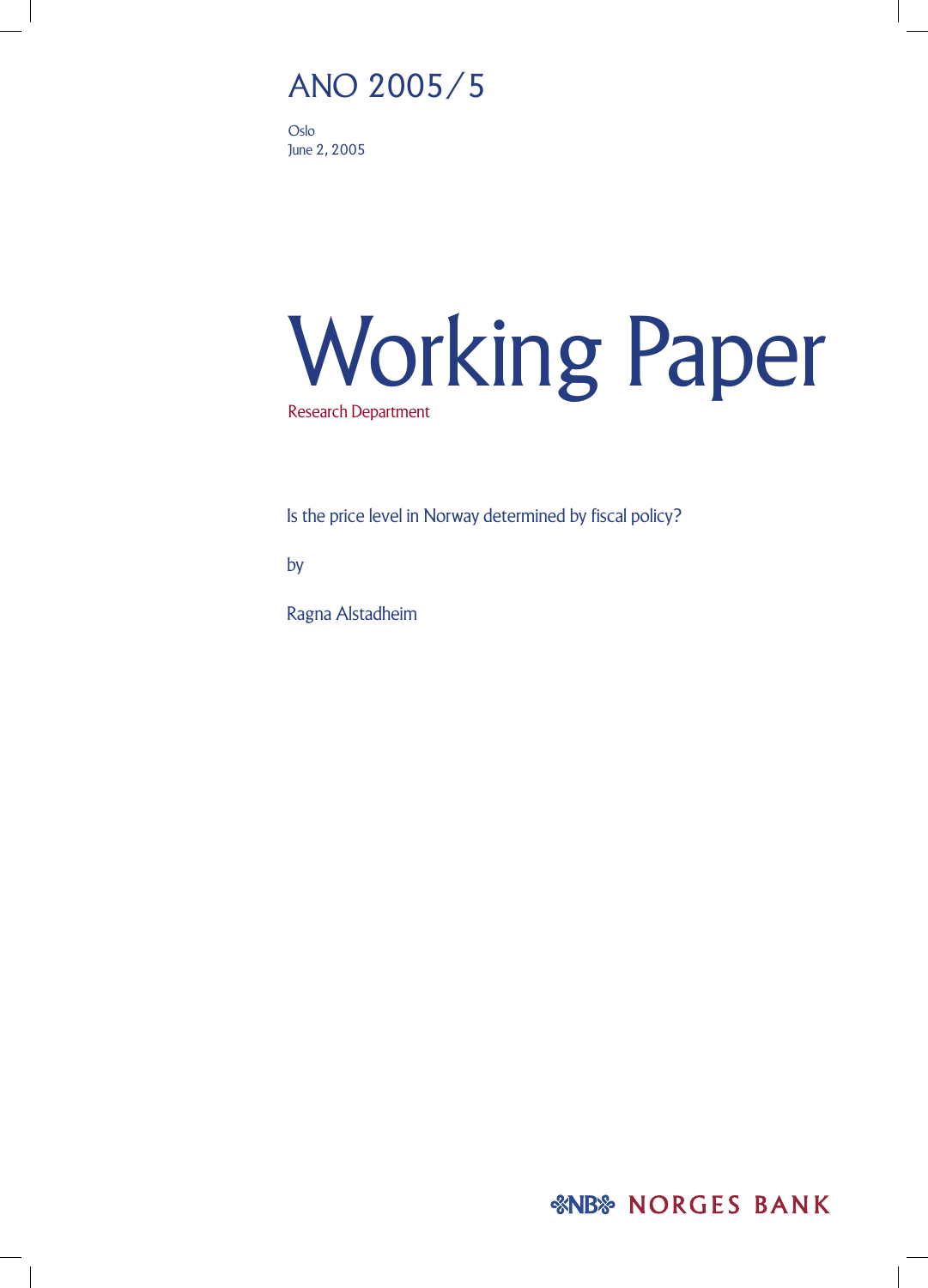ANO 2005/5

Oslo
June 2, 2005

# Working Paper

Research Department

Is the price level in Norway determined by fiscal policy?

by

Ragna Alstadheim

NORGES BANK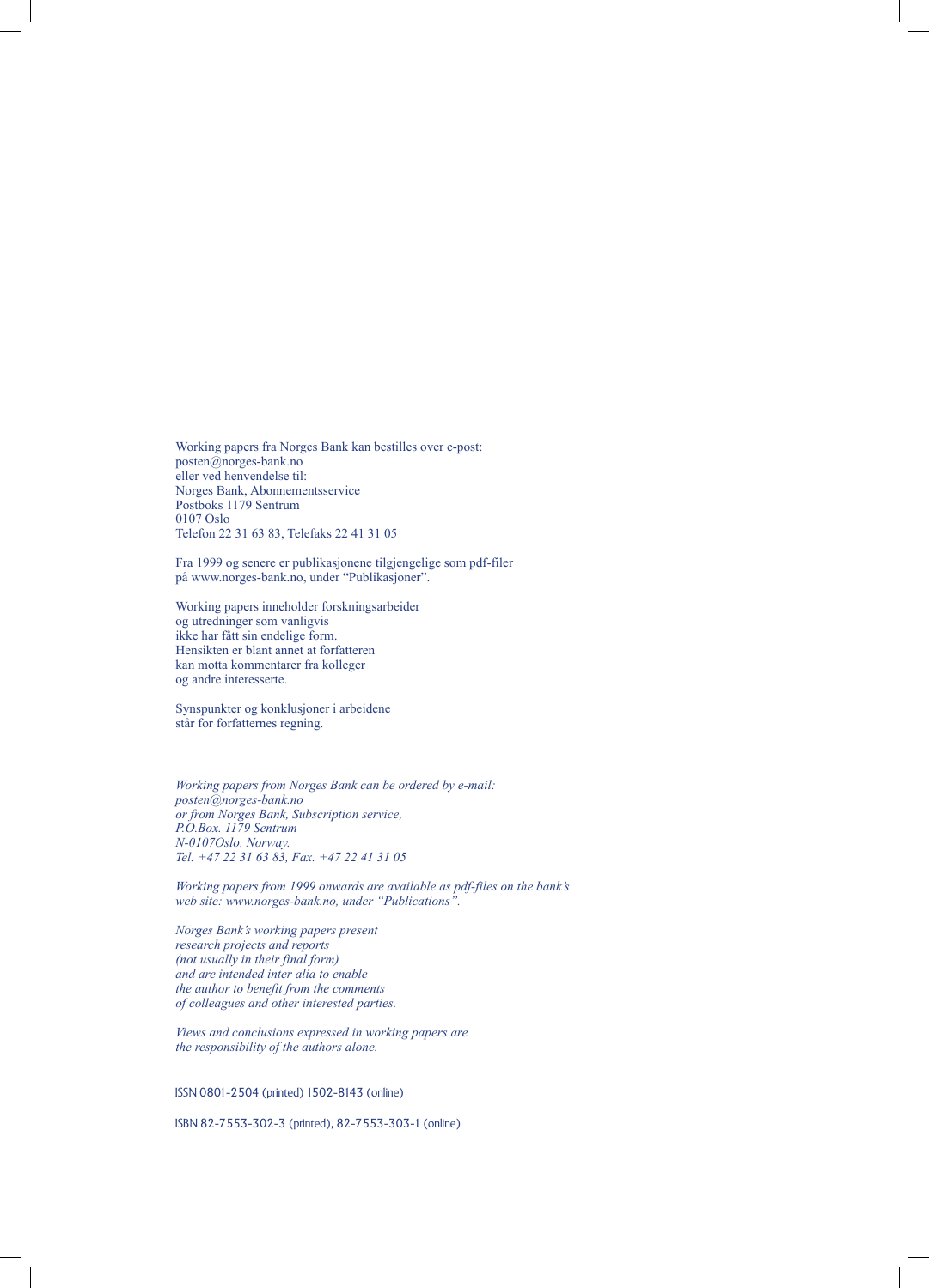Working papers fra Norges Bank kan bestilles over e-post:
posten@norges-bank.no
eller ved henvendelse til:
Norges Bank, Abonnementsservice
Postboks 1179 Sentrum
0107 Oslo
Telefon 22 31 63 83, Telefaks 22 41 31 05

Fra 1999 og senere er publikasjonene tilgjengelige som pdf-filer
på www.norges-bank.no, under "Publikasjoner".

Working papers inneholder forskningsarbeider
og utredninger som vanligvis
ikke har fått sin endelige form.
Hensikten er blant annet at forfatteren
kan motta kommentarer fra kolleger
og andre interesserte.

Synspunkter og konklusjoner i arbeidene
står for forfatternes regning.

*Working papers from Norges Bank can be ordered by e-mail:*
*posten@norges-bank.no*
*or from Norges Bank, Subscription service,*
*P.O.Box. 1179 Sentrum*
*N-0107Oslo, Norway.*
*Tel. +47 22 31 63 83, Fax. +47 22 41 31 05*

*Working papers from 1999 onwards are available as pdf-files on the bank's web site: www.norges-bank.no, under "Publications".*

*Norges Bank's working papers present*
*research projects and reports*
*(not usually in their final form)*
*and are intended inter alia to enable*
*the author to benefit from the comments*
*of colleagues and other interested parties.*

*Views and conclusions expressed in working papers are*
*the responsibility of the authors alone.*

ISSN 0801-2504 (printed) 1502-8143 (online)

ISBN 82-7553-302-3 (printed), 82-7553-303-1 (online)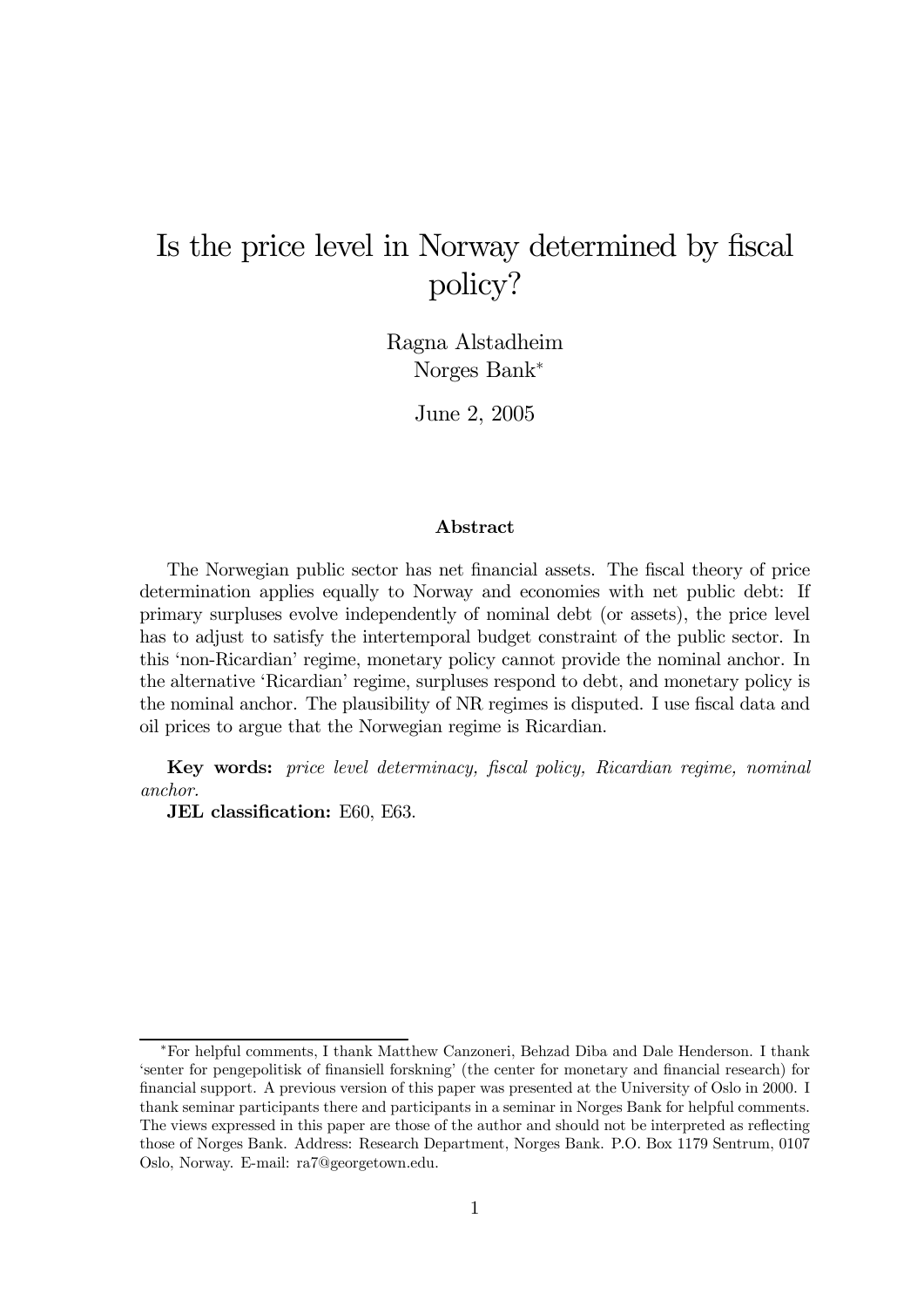// Title page

# Is the price level in Norway determined by fiscal policy?

Ragna Alstadheim
Norges Bank*

June 2, 2005

### Abstract

The Norwegian public sector has net financial assets. The fiscal theory of price determination applies equally to Norway and economies with net public debt: If primary surpluses evolve independently of nominal debt (or assets), the price level has to adjust to satisfy the intertemporal budget constraint of the public sector. In this 'non-Ricardian' regime, monetary policy cannot provide the nominal anchor. In the alternative 'Ricardian' regime, surpluses respond to debt, and monetary policy is the nominal anchor. The plausibility of NR regimes is disputed. I use fiscal data and oil prices to argue that the Norwegian regime is Ricardian.

**Key words:** *price level determinacy, fiscal policy, Ricardian regime, nominal anchor.*

**JEL classification:** E60, E63.

---

*For helpful comments, I thank Matthew Canzoneri, Behzad Diba and Dale Henderson. I thank 'senter for pengepolitisk of finansiell forskning' (the center for monetary and financial research) for financial support. A previous version of this paper was presented at the University of Oslo in 2000. I thank seminar participants there and participants in a seminar in Norges Bank for helpful comments. The views expressed in this paper are those of the author and should not be interpreted as reflecting those of Norges Bank. Address: Research Department, Norges Bank. P.O. Box 1179 Sentrum, 0107 Oslo, Norway. E-mail: ra7@georgetown.edu.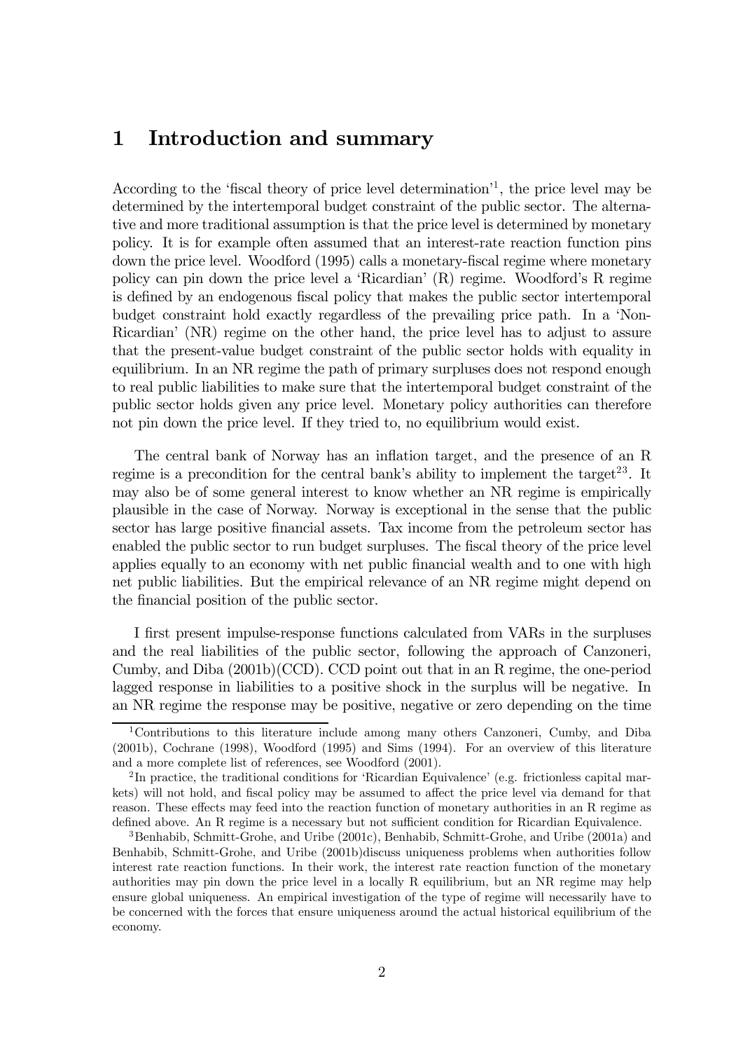# 1 Introduction and summary

According to the 'fiscal theory of price level determination'[1], the price level may be determined by the intertemporal budget constraint of the public sector. The alternative and more traditional assumption is that the price level is determined by monetary policy. It is for example often assumed that an interest-rate reaction function pins down the price level. Woodford (1995) calls a monetary-fiscal regime where monetary policy can pin down the price level a 'Ricardian' (R) regime. Woodford's R regime is defined by an endogenous fiscal policy that makes the public sector intertemporal budget constraint hold exactly regardless of the prevailing price path. In a 'Non-Ricardian' (NR) regime on the other hand, the price level has to adjust to assure that the present-value budget constraint of the public sector holds with equality in equilibrium. In an NR regime the path of primary surpluses does not respond enough to real public liabilities to make sure that the intertemporal budget constraint of the public sector holds given any price level. Monetary policy authorities can therefore not pin down the price level. If they tried to, no equilibrium would exist.

The central bank of Norway has an inflation target, and the presence of an R regime is a precondition for the central bank's ability to implement the target[2,3]. It may also be of some general interest to know whether an NR regime is empirically plausible in the case of Norway. Norway is exceptional in the sense that the public sector has large positive financial assets. Tax income from the petroleum sector has enabled the public sector to run budget surpluses. The fiscal theory of the price level applies equally to an economy with net public financial wealth and to one with high net public liabilities. But the empirical relevance of an NR regime might depend on the financial position of the public sector.

I first present impulse-response functions calculated from VARs in the surpluses and the real liabilities of the public sector, following the approach of Canzoneri, Cumby, and Diba (2001b)(CCD). CCD point out that in an R regime, the one-period lagged response in liabilities to a positive shock in the surplus will be negative. In an NR regime the response may be positive, negative or zero depending on the time

[1] Contributions to this literature include among many others Canzoneri, Cumby, and Diba (2001b), Cochrane (1998), Woodford (1995) and Sims (1994). For an overview of this literature and a more complete list of references, see Woodford (2001).

[2] In practice, the traditional conditions for 'Ricardian Equivalence' (e.g. frictionless capital markets) will not hold, and fiscal policy may be assumed to affect the price level via demand for that reason. These effects may feed into the reaction function of monetary authorities in an R regime as defined above. An R regime is a necessary but not sufficient condition for Ricardian Equivalence.

[3] Benhabib, Schmitt-Grohe, and Uribe (2001c), Benhabib, Schmitt-Grohe, and Uribe (2001a) and Benhabib, Schmitt-Grohe, and Uribe (2001b)discuss uniqueness problems when authorities follow interest rate reaction functions. In their work, the interest rate reaction function of the monetary authorities may pin down the price level in a locally R equilibrium, but an NR regime may help ensure global uniqueness. An empirical investigation of the type of regime will necessarily have to be concerned with the forces that ensure uniqueness around the actual historical equilibrium of the economy.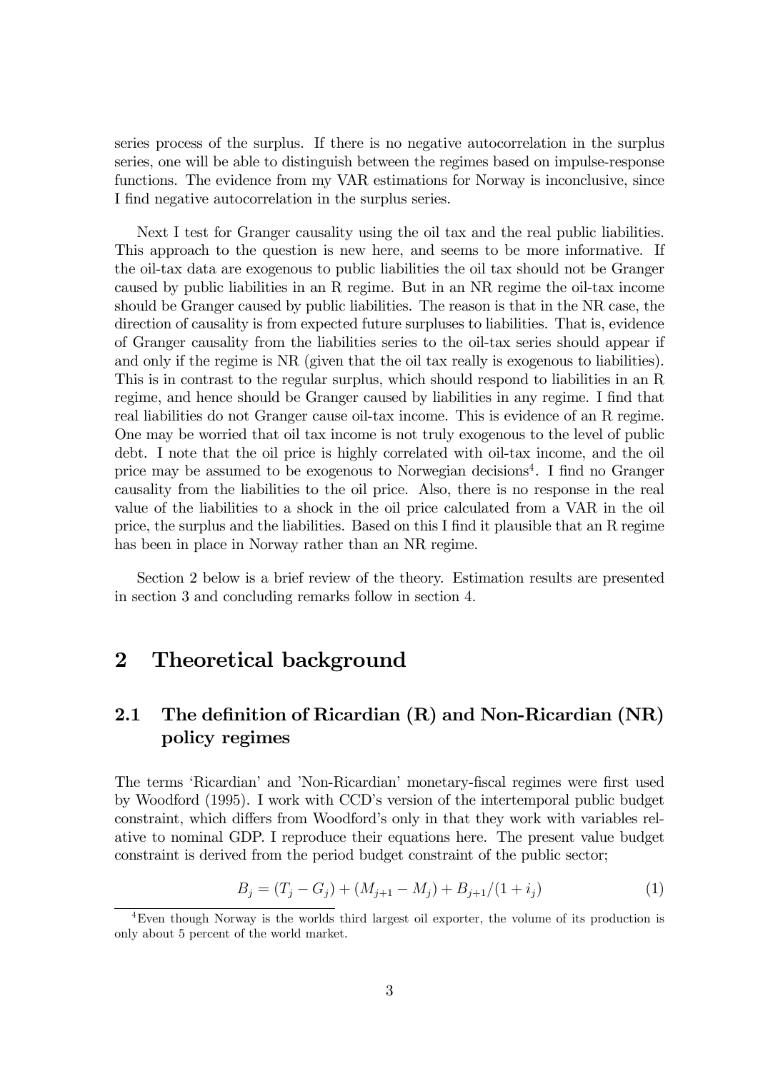series process of the surplus. If there is no negative autocorrelation in the surplus series, one will be able to distinguish between the regimes based on impulse-response functions. The evidence from my VAR estimations for Norway is inconclusive, since I find negative autocorrelation in the surplus series.

Next I test for Granger causality using the oil tax and the real public liabilities. This approach to the question is new here, and seems to be more informative. If the oil-tax data are exogenous to public liabilities the oil tax should not be Granger caused by public liabilities in an R regime. But in an NR regime the oil-tax income should be Granger caused by public liabilities. The reason is that in the NR case, the direction of causality is from expected future surpluses to liabilities. That is, evidence of Granger causality from the liabilities series to the oil-tax series should appear if and only if the regime is NR (given that the oil tax really is exogenous to liabilities). This is in contrast to the regular surplus, which should respond to liabilities in an R regime, and hence should be Granger caused by liabilities in any regime. I find that real liabilities do not Granger cause oil-tax income. This is evidence of an R regime. One may be worried that oil tax income is not truly exogenous to the level of public debt. I note that the oil price is highly correlated with oil-tax income, and the oil price may be assumed to be exogenous to Norwegian decisions[4]. I find no Granger causality from the liabilities to the oil price. Also, there is no response in the real value of the liabilities to a shock in the oil price calculated from a VAR in the oil price, the surplus and the liabilities. Based on this I find it plausible that an R regime has been in place in Norway rather than an NR regime.

Section 2 below is a brief review of the theory. Estimation results are presented in section 3 and concluding remarks follow in section 4.

# 2 Theoretical background

## 2.1 The definition of Ricardian (R) and Non-Ricardian (NR) policy regimes

The terms 'Ricardian' and 'Non-Ricardian' monetary-fiscal regimes were first used by Woodford (1995). I work with CCD's version of the intertemporal public budget constraint, which differs from Woodford's only in that they work with variables relative to nominal GDP. I reproduce their equations here. The present value budget constraint is derived from the period budget constraint of the public sector;

$$B_j = (T_j - G_j) + (M_{j+1} - M_j) + B_{j+1}/(1 + i_j) \tag{1}$$

[4] Even though Norway is the worlds third largest oil exporter, the volume of its production is only about 5 percent of the world market.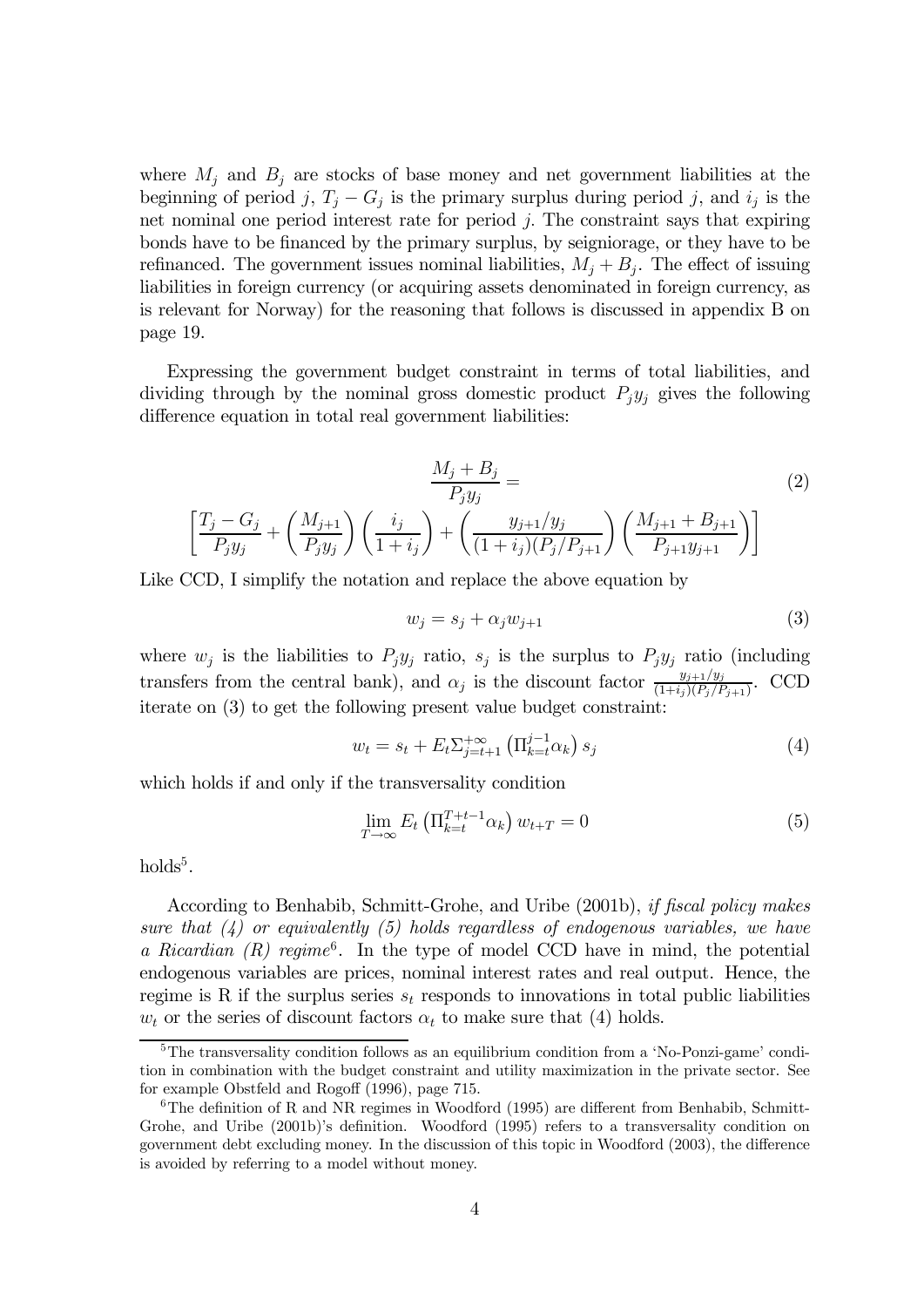where $M_j$ and $B_j$ are stocks of base money and net government liabilities at the beginning of period $j$, $T_j - G_j$ is the primary surplus during period $j$, and $i_j$ is the net nominal one period interest rate for period $j$. The constraint says that expiring bonds have to be financed by the primary surplus, by seigniorage, or they have to be refinanced. The government issues nominal liabilities, $M_j + B_j$. The effect of issuing liabilities in foreign currency (or acquiring assets denominated in foreign currency, as is relevant for Norway) for the reasoning that follows is discussed in appendix B on page 19.

Expressing the government budget constraint in terms of total liabilities, and dividing through by the nominal gross domestic product $P_j y_j$ gives the following difference equation in total real government liabilities:

$$\frac{M_j + B_j}{P_j y_j} = \left[\frac{T_j - G_j}{P_j y_j} + \left(\frac{M_{j+1}}{P_j y_j}\right)\left(\frac{i_j}{1+i_j}\right) + \left(\frac{y_{j+1}/y_j}{(1+i_j)(P_j/P_{j+1})}\right)\left(\frac{M_{j+1}+B_{j+1}}{P_{j+1}y_{j+1}}\right)\right] \tag{2}$$

Like CCD, I simplify the notation and replace the above equation by

$$w_j = s_j + \alpha_j w_{j+1} \tag{3}$$

where $w_j$ is the liabilities to $P_j y_j$ ratio, $s_j$ is the surplus to $P_j y_j$ ratio (including transfers from the central bank), and $\alpha_j$ is the discount factor $\frac{y_{j+1}/y_j}{(1+i_j)(P_j/P_{j+1})}$. CCD iterate on (3) to get the following present value budget constraint:

$$w_t = s_t + E_t \Sigma_{j=t+1}^{+\infty} \left(\Pi_{k=t}^{j-1} \alpha_k\right) s_j \tag{4}$$

which holds if and only if the transversality condition

$$\lim_{T\to\infty} E_t \left(\Pi_{k=t}^{T+t-1} \alpha_k\right) w_{t+T} = 0 \tag{5}$$

holds[5].

According to Benhabib, Schmitt-Grohe, and Uribe (2001b), *if fiscal policy makes sure that (4) or equivalently (5) holds regardless of endogenous variables, we have a Ricardian (R) regime*[6]. In the type of model CCD have in mind, the potential endogenous variables are prices, nominal interest rates and real output. Hence, the regime is R if the surplus series $s_t$ responds to innovations in total public liabilities $w_t$ or the series of discount factors $\alpha_t$ to make sure that (4) holds.

---

[5] The transversality condition follows as an equilibrium condition from a 'No-Ponzi-game' condition in combination with the budget constraint and utility maximization in the private sector. See for example Obstfeld and Rogoff (1996), page 715.

[6] The definition of R and NR regimes in Woodford (1995) are different from Benhabib, Schmitt-Grohe, and Uribe (2001b)'s definition. Woodford (1995) refers to a transversality condition on government debt excluding money. In the discussion of this topic in Woodford (2003), the difference is avoided by referring to a model without money.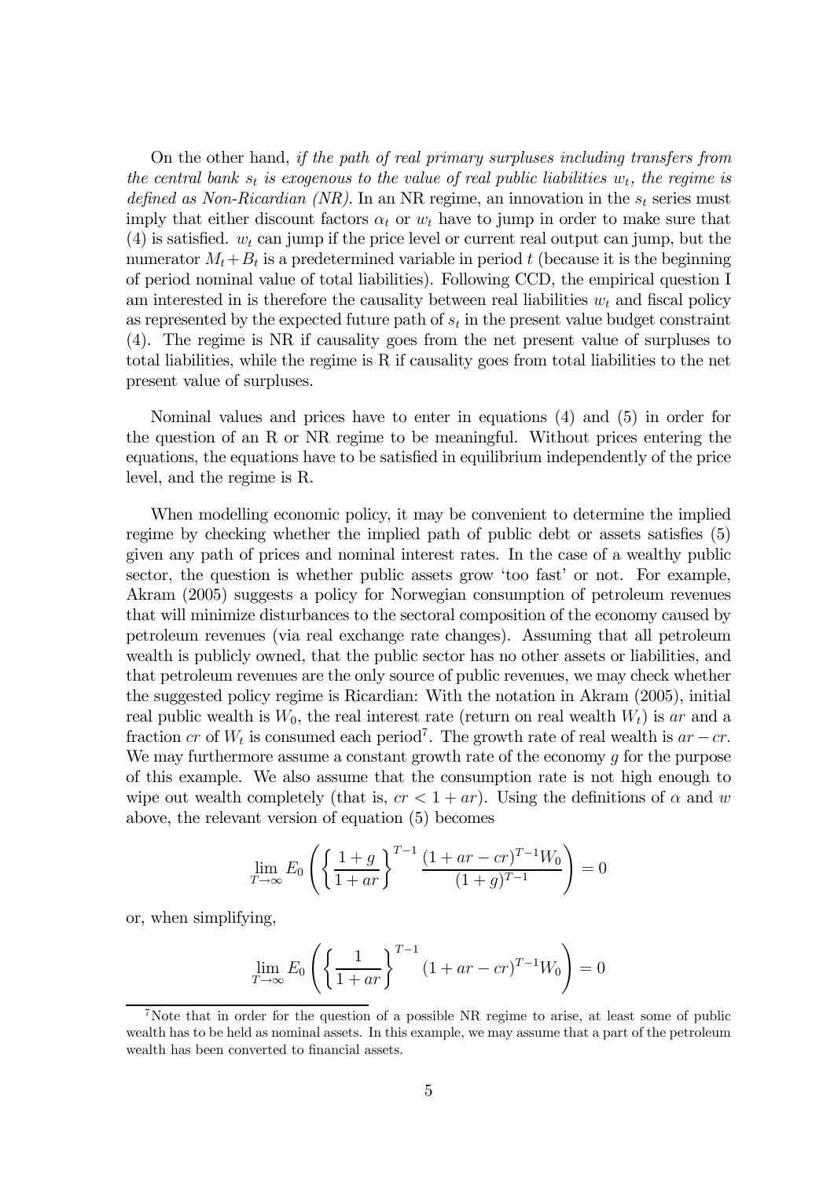On the other hand, *if the path of real primary surpluses including transfers from the central bank $s_t$ is exogenous to the value of real public liabilities $w_t$, the regime is defined as Non-Ricardian (NR).* In an NR regime, an innovation in the $s_t$ series must imply that either discount factors $\alpha_t$ or $w_t$ have to jump in order to make sure that (4) is satisfied. $w_t$ can jump if the price level or current real output can jump, but the numerator $M_t + B_t$ is a predetermined variable in period $t$ (because it is the beginning of period nominal value of total liabilities). Following CCD, the empirical question I am interested in is therefore the causality between real liabilities $w_t$ and fiscal policy as represented by the expected future path of $s_t$ in the present value budget constraint (4). The regime is NR if causality goes from the net present value of surpluses to total liabilities, while the regime is R if causality goes from total liabilities to the net present value of surpluses.

Nominal values and prices have to enter in equations (4) and (5) in order for the question of an R or NR regime to be meaningful. Without prices entering the equations, the equations have to be satisfied in equilibrium independently of the price level, and the regime is R.

When modelling economic policy, it may be convenient to determine the implied regime by checking whether the implied path of public debt or assets satisfies (5) given any path of prices and nominal interest rates. In the case of a wealthy public sector, the question is whether public assets grow 'too fast' or not. For example, Akram (2005) suggests a policy for Norwegian consumption of petroleum revenues that will minimize disturbances to the sectoral composition of the economy caused by petroleum revenues (via real exchange rate changes). Assuming that all petroleum wealth is publicly owned, that the public sector has no other assets or liabilities, and that petroleum revenues are the only source of public revenues, we may check whether the suggested policy regime is Ricardian: With the notation in Akram (2005), initial real public wealth is $W_0$, the real interest rate (return on real wealth $W_t$) is $ar$ and a fraction $cr$ of $W_t$ is consumed each period[7]. The growth rate of real wealth is $ar - cr$. We may furthermore assume a constant growth rate of the economy $g$ for the purpose of this example. We also assume that the consumption rate is not high enough to wipe out wealth completely (that is, $cr < 1 + ar$). Using the definitions of $\alpha$ and $w$ above, the relevant version of equation (5) becomes

$$\lim_{T \to \infty} E_0 \left( \left\{ \frac{1+g}{1+ar} \right\}^{T-1} \frac{(1+ar-cr)^{T-1} W_0}{(1+g)^{T-1}} \right) = 0$$

or, when simplifying,

$$\lim_{T \to \infty} E_0 \left( \left\{ \frac{1}{1+ar} \right\}^{T-1} (1+ar-cr)^{T-1} W_0 \right) = 0$$

[7] Note that in order for the question of a possible NR regime to arise, at least some of public wealth has to be held as nominal assets. In this example, we may assume that a part of the petroleum wealth has been converted to financial assets.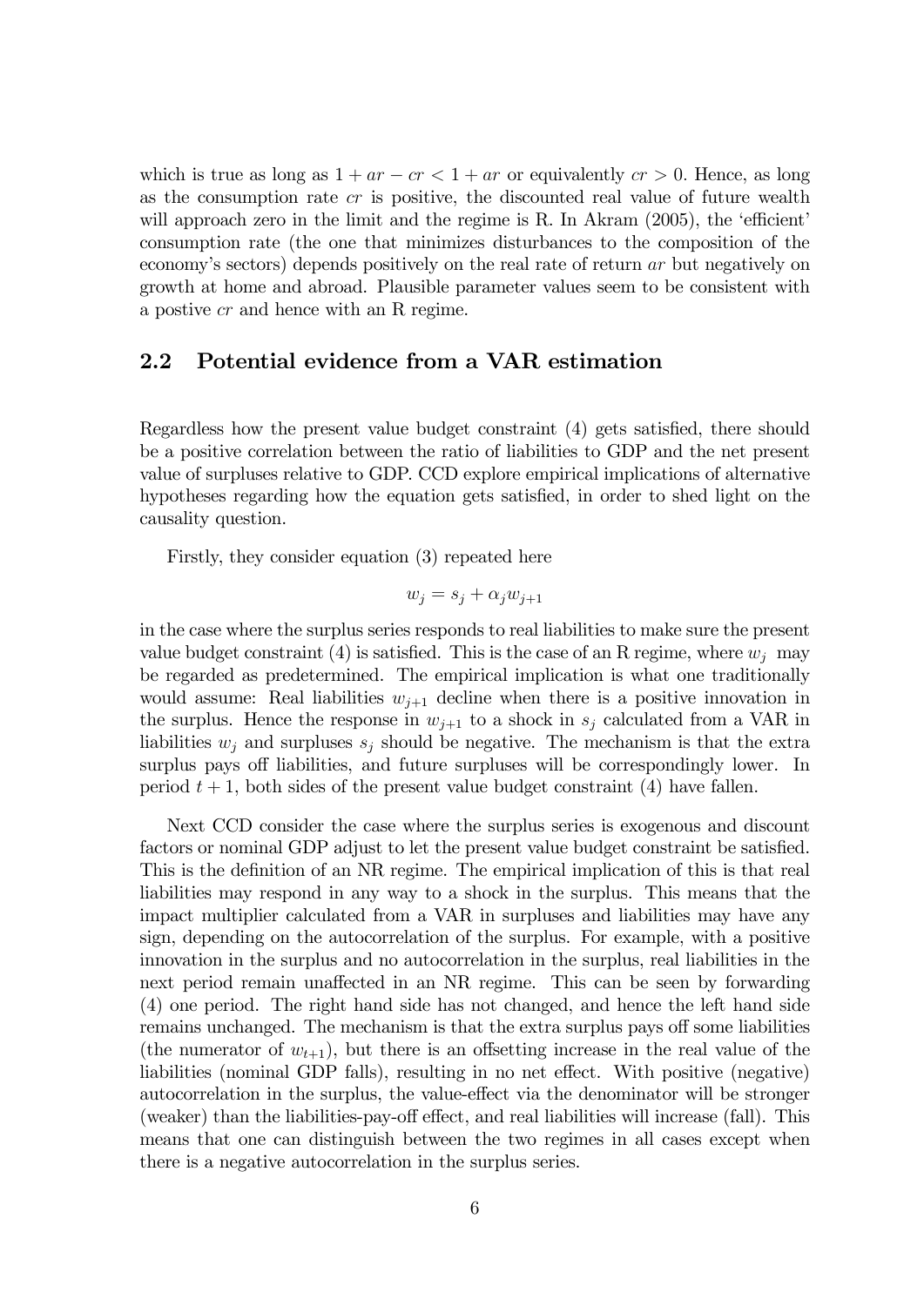which is true as long as $1 + ar - cr < 1 + ar$ or equivalently $cr > 0$. Hence, as long as the consumption rate $cr$ is positive, the discounted real value of future wealth will approach zero in the limit and the regime is R. In Akram (2005), the 'efficient' consumption rate (the one that minimizes disturbances to the composition of the economy's sectors) depends positively on the real rate of return $ar$ but negatively on growth at home and abroad. Plausible parameter values seem to be consistent with a postive $cr$ and hence with an R regime.

## 2.2 Potential evidence from a VAR estimation

Regardless how the present value budget constraint (4) gets satisfied, there should be a positive correlation between the ratio of liabilities to GDP and the net present value of surpluses relative to GDP. CCD explore empirical implications of alternative hypotheses regarding how the equation gets satisfied, in order to shed light on the causality question.

Firstly, they consider equation (3) repeated here

$$w_j = s_j + \alpha_j w_{j+1}$$

in the case where the surplus series responds to real liabilities to make sure the present value budget constraint (4) is satisfied. This is the case of an R regime, where $w_j$ may be regarded as predetermined. The empirical implication is what one traditionally would assume: Real liabilities $w_{j+1}$ decline when there is a positive innovation in the surplus. Hence the response in $w_{j+1}$ to a shock in $s_j$ calculated from a VAR in liabilities $w_j$ and surpluses $s_j$ should be negative. The mechanism is that the extra surplus pays off liabilities, and future surpluses will be correspondingly lower. In period $t + 1$, both sides of the present value budget constraint (4) have fallen.

Next CCD consider the case where the surplus series is exogenous and discount factors or nominal GDP adjust to let the present value budget constraint be satisfied. This is the definition of an NR regime. The empirical implication of this is that real liabilities may respond in any way to a shock in the surplus. This means that the impact multiplier calculated from a VAR in surpluses and liabilities may have any sign, depending on the autocorrelation of the surplus. For example, with a positive innovation in the surplus and no autocorrelation in the surplus, real liabilities in the next period remain unaffected in an NR regime. This can be seen by forwarding (4) one period. The right hand side has not changed, and hence the left hand side remains unchanged. The mechanism is that the extra surplus pays off some liabilities (the numerator of $w_{t+1}$), but there is an offsetting increase in the real value of the liabilities (nominal GDP falls), resulting in no net effect. With positive (negative) autocorrelation in the surplus, the value-effect via the denominator will be stronger (weaker) than the liabilities-pay-off effect, and real liabilities will increase (fall). This means that one can distinguish between the two regimes in all cases except when there is a negative autocorrelation in the surplus series.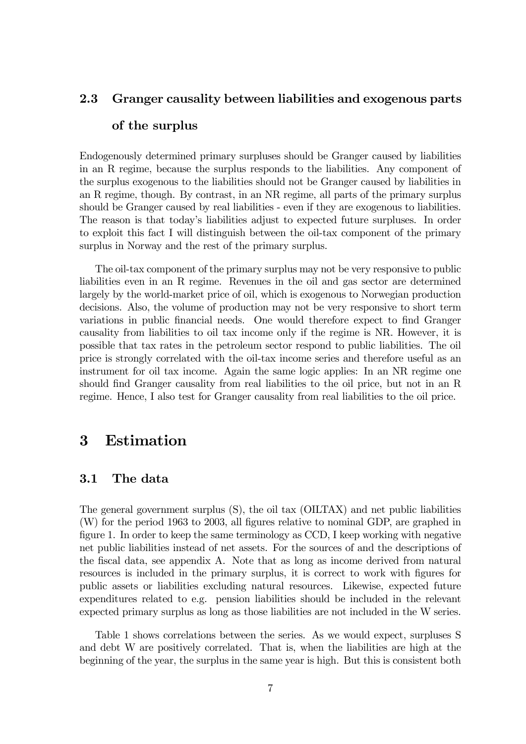### 2.3 Granger causality between liabilities and exogenous parts of the surplus

Endogenously determined primary surpluses should be Granger caused by liabilities in an R regime, because the surplus responds to the liabilities. Any component of the surplus exogenous to the liabilities should not be Granger caused by liabilities in an R regime, though. By contrast, in an NR regime, all parts of the primary surplus should be Granger caused by real liabilities - even if they are exogenous to liabilities. The reason is that today's liabilities adjust to expected future surpluses. In order to exploit this fact I will distinguish between the oil-tax component of the primary surplus in Norway and the rest of the primary surplus.

The oil-tax component of the primary surplus may not be very responsive to public liabilities even in an R regime. Revenues in the oil and gas sector are determined largely by the world-market price of oil, which is exogenous to Norwegian production decisions. Also, the volume of production may not be very responsive to short term variations in public financial needs. One would therefore expect to find Granger causality from liabilities to oil tax income only if the regime is NR. However, it is possible that tax rates in the petroleum sector respond to public liabilities. The oil price is strongly correlated with the oil-tax income series and therefore useful as an instrument for oil tax income. Again the same logic applies: In an NR regime one should find Granger causality from real liabilities to the oil price, but not in an R regime. Hence, I also test for Granger causality from real liabilities to the oil price.

## 3 Estimation

### 3.1 The data

The general government surplus (S), the oil tax (OILTAX) and net public liabilities (W) for the period 1963 to 2003, all figures relative to nominal GDP, are graphed in figure 1. In order to keep the same terminology as CCD, I keep working with negative net public liabilities instead of net assets. For the sources of and the descriptions of the fiscal data, see appendix A. Note that as long as income derived from natural resources is included in the primary surplus, it is correct to work with figures for public assets or liabilities excluding natural resources. Likewise, expected future expenditures related to e.g. pension liabilities should be included in the relevant expected primary surplus as long as those liabilities are not included in the W series.

Table 1 shows correlations between the series. As we would expect, surpluses S and debt W are positively correlated. That is, when the liabilities are high at the beginning of the year, the surplus in the same year is high. But this is consistent both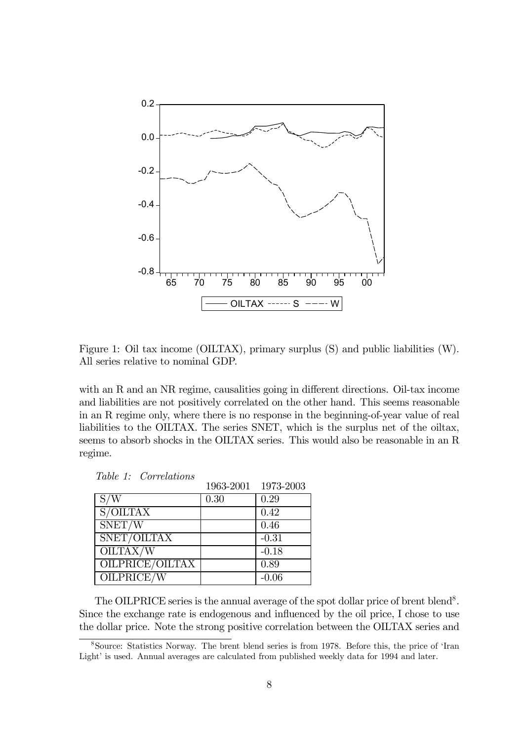Figure 1: Oil tax income (OILTAX), primary surplus (S) and public liabilities (W). All series relative to nominal GDP.

with an R and an NR regime, causalities going in different directions. Oil-tax income and liabilities are not positively correlated on the other hand. This seems reasonable in an R regime only, where there is no response in the beginning-of-year value of real liabilities to the OILTAX. The series SNET, which is the surplus net of the oiltax, seems to absorb shocks in the OILTAX series. This would also be reasonable in an R regime.

*Table 1: Correlations*

| | 1963-2001 | 1973-2003 |
|---|---|---|
| S/W | 0.30 | 0.29 |
| S/OILTAX | | 0.42 |
| SNET/W | | 0.46 |
| SNET/OILTAX | | -0.31 |
| OILTAX/W | | -0.18 |
| OILPRICE/OILTAX | | 0.89 |
| OILPRICE/W | | -0.06 |

The OILPRICE series is the annual average of the spot dollar price of brent blend[8]. Since the exchange rate is endogenous and influenced by the oil price, I chose to use the dollar price. Note the strong positive correlation between the OILTAX series and

[8]Source: Statistics Norway. The brent blend series is from 1978. Before this, the price of 'Iran Light' is used. Annual averages are calculated from published weekly data for 1994 and later.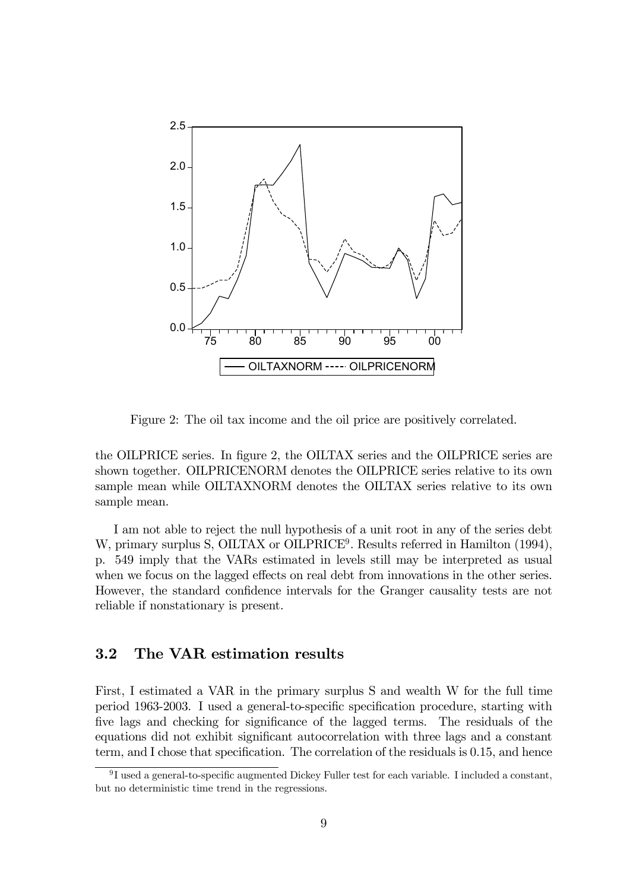Figure 2: The oil tax income and the oil price are positively correlated.

the OILPRICE series. In figure 2, the OILTAX series and the OILPRICE series are shown together. OILPRICENORM denotes the OILPRICE series relative to its own sample mean while OILTAXNORM denotes the OILTAX series relative to its own sample mean.

I am not able to reject the null hypothesis of a unit root in any of the series debt W, primary surplus S, OILTAX or OILPRICE[9]. Results referred in Hamilton (1994), p. 549 imply that the VARs estimated in levels still may be interpreted as usual when we focus on the lagged effects on real debt from innovations in the other series. However, the standard confidence intervals for the Granger causality tests are not reliable if nonstationary is present.

## 3.2 The VAR estimation results

First, I estimated a VAR in the primary surplus S and wealth W for the full time period 1963-2003. I used a general-to-specific specification procedure, starting with five lags and checking for significance of the lagged terms. The residuals of the equations did not exhibit significant autocorrelation with three lags and a constant term, and I chose that specification. The correlation of the residuals is 0.15, and hence

[9] I used a general-to-specific augmented Dickey Fuller test for each variable. I included a constant, but no deterministic time trend in the regressions.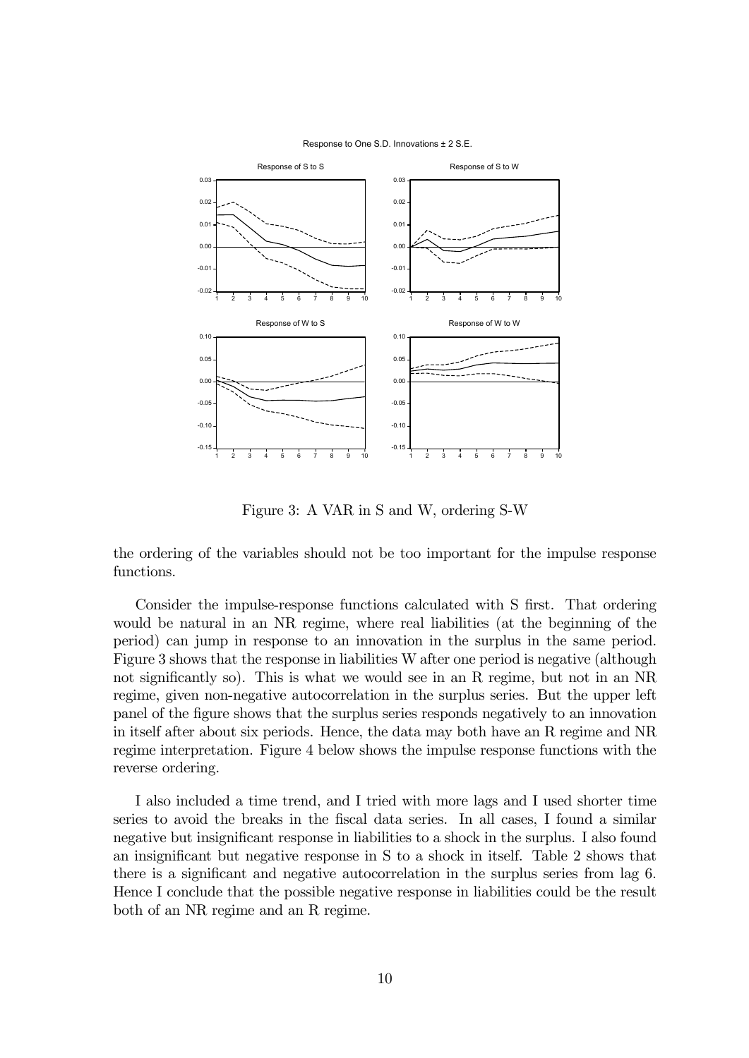Response to One S.D. Innovations ± 2 S.E.

Figure 3: A VAR in S and W, ordering S-W

the ordering of the variables should not be too important for the impulse response functions.

Consider the impulse-response functions calculated with S first. That ordering would be natural in an NR regime, where real liabilities (at the beginning of the period) can jump in response to an innovation in the surplus in the same period. Figure 3 shows that the response in liabilities W after one period is negative (although not significantly so). This is what we would see in an R regime, but not in an NR regime, given non-negative autocorrelation in the surplus series. But the upper left panel of the figure shows that the surplus series responds negatively to an innovation in itself after about six periods. Hence, the data may both have an R regime and NR regime interpretation. Figure 4 below shows the impulse response functions with the reverse ordering.

I also included a time trend, and I tried with more lags and I used shorter time series to avoid the breaks in the fiscal data series. In all cases, I found a similar negative but insignificant response in liabilities to a shock in the surplus. I also found an insignificant but negative response in S to a shock in itself. Table 2 shows that there is a significant and negative autocorrelation in the surplus series from lag 6. Hence I conclude that the possible negative response in liabilities could be the result both of an NR regime and an R regime.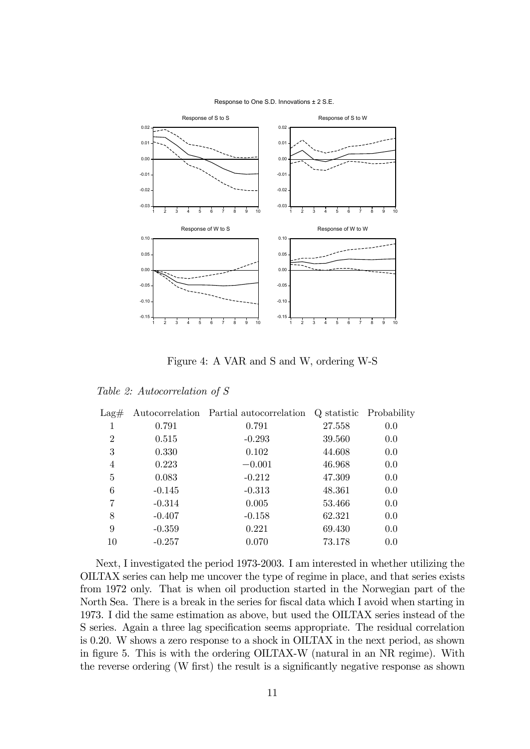Figure 4: A VAR and S and W, ordering W-S

*Table 2: Autocorrelation of S*

| Lag# | Autocorrelation | Partial autocorrelation | Q statistic | Probability |
|---|---|---|---|---|
| 1 | 0.791 | 0.791 | 27.558 | 0.0 |
| 2 | 0.515 | -0.293 | 39.560 | 0.0 |
| 3 | 0.330 | 0.102 | 44.608 | 0.0 |
| 4 | 0.223 | −0.001 | 46.968 | 0.0 |
| 5 | 0.083 | -0.212 | 47.309 | 0.0 |
| 6 | -0.145 | -0.313 | 48.361 | 0.0 |
| 7 | -0.314 | 0.005 | 53.466 | 0.0 |
| 8 | -0.407 | -0.158 | 62.321 | 0.0 |
| 9 | -0.359 | 0.221 | 69.430 | 0.0 |
| 10 | -0.257 | 0.070 | 73.178 | 0.0 |

Next, I investigated the period 1973-2003. I am interested in whether utilizing the OILTAX series can help me uncover the type of regime in place, and that series exists from 1972 only. That is when oil production started in the Norwegian part of the North Sea. There is a break in the series for fiscal data which I avoid when starting in 1973. I did the same estimation as above, but used the OILTAX series instead of the S series. Again a three lag specification seems appropriate. The residual correlation is 0.20. W shows a zero response to a shock in OILTAX in the next period, as shown in figure 5. This is with the ordering OILTAX-W (natural in an NR regime). With the reverse ordering (W first) the result is a significantly negative response as shown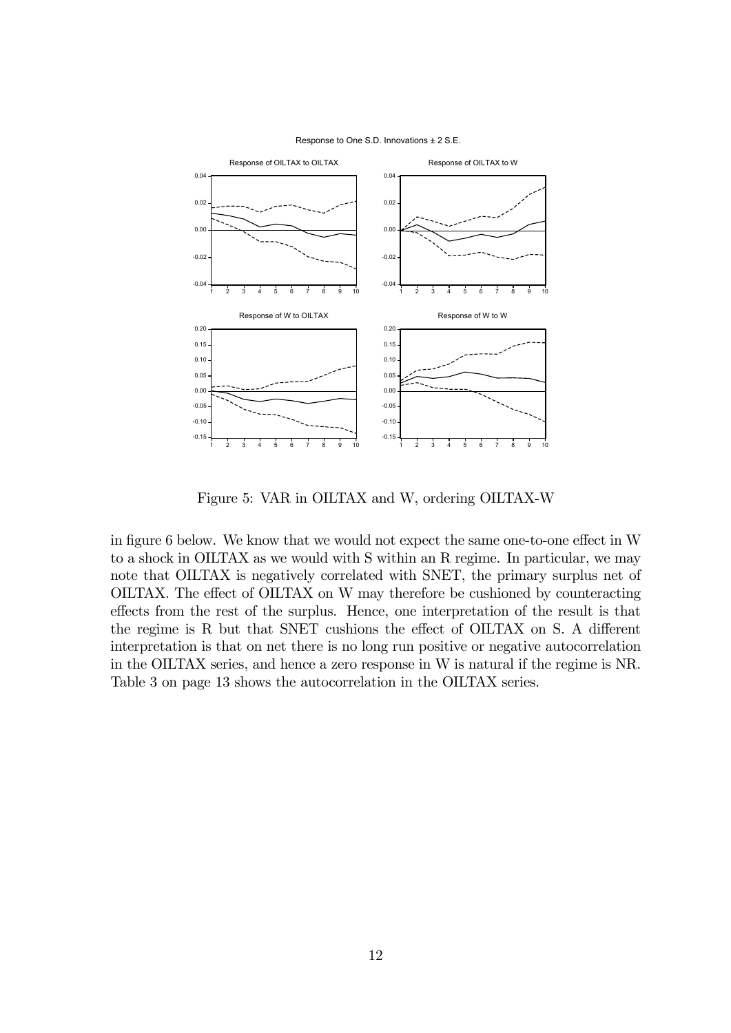Figure 5: VAR in OILTAX and W, ordering OILTAX-W

in figure 6 below. We know that we would not expect the same one-to-one effect in W to a shock in OILTAX as we would with S within an R regime. In particular, we may note that OILTAX is negatively correlated with SNET, the primary surplus net of OILTAX. The effect of OILTAX on W may therefore be cushioned by counteracting effects from the rest of the surplus. Hence, one interpretation of the result is that the regime is R but that SNET cushions the effect of OILTAX on S. A different interpretation is that on net there is no long run positive or negative autocorrelation in the OILTAX series, and hence a zero response in W is natural if the regime is NR. Table 3 on page 13 shows the autocorrelation in the OILTAX series.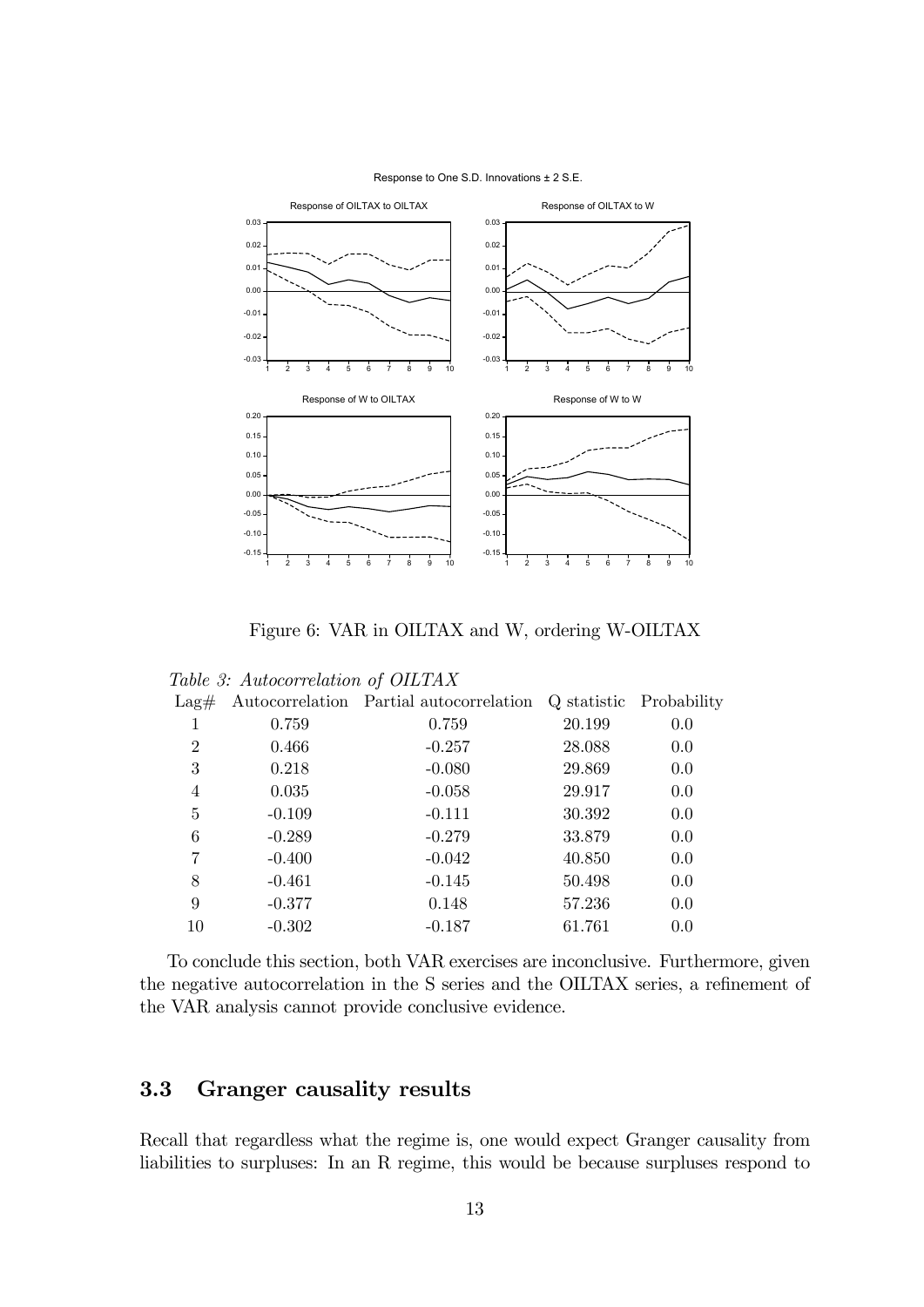Figure 6: VAR in OILTAX and W, ordering W-OILTAX

*Table 3: Autocorrelation of OILTAX*

| Lag# | Autocorrelation | Partial autocorrelation | Q statistic | Probability |
|---|---|---|---|---|
| 1 | 0.759 | 0.759 | 20.199 | 0.0 |
| 2 | 0.466 | -0.257 | 28.088 | 0.0 |
| 3 | 0.218 | -0.080 | 29.869 | 0.0 |
| 4 | 0.035 | -0.058 | 29.917 | 0.0 |
| 5 | -0.109 | -0.111 | 30.392 | 0.0 |
| 6 | -0.289 | -0.279 | 33.879 | 0.0 |
| 7 | -0.400 | -0.042 | 40.850 | 0.0 |
| 8 | -0.461 | -0.145 | 50.498 | 0.0 |
| 9 | -0.377 | 0.148 | 57.236 | 0.0 |
| 10 | -0.302 | -0.187 | 61.761 | 0.0 |

To conclude this section, both VAR exercises are inconclusive. Furthermore, given the negative autocorrelation in the S series and the OILTAX series, a refinement of the VAR analysis cannot provide conclusive evidence.

## 3.3 Granger causality results

Recall that regardless what the regime is, one would expect Granger causality from liabilities to surpluses: In an R regime, this would be because surpluses respond to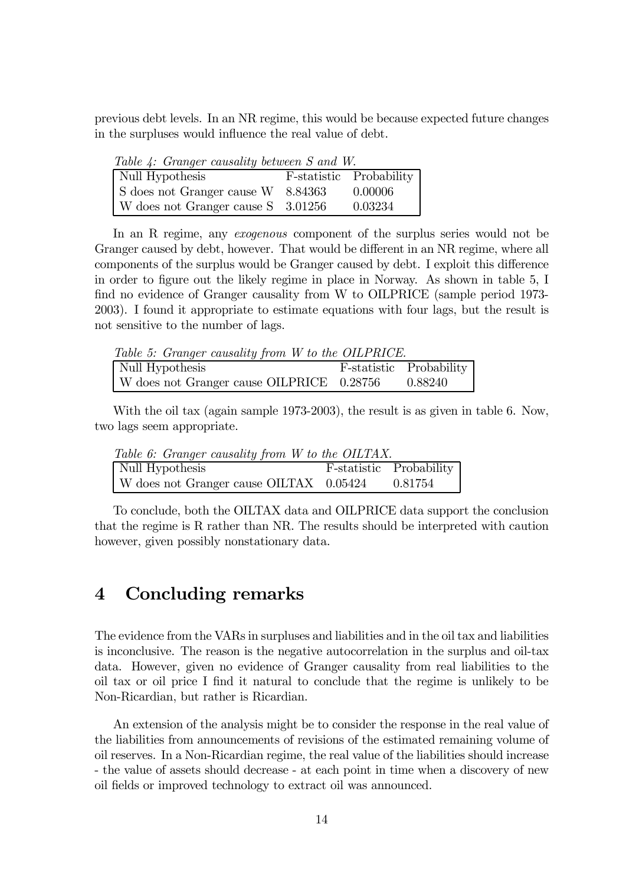previous debt levels. In an NR regime, this would be because expected future changes in the surpluses would influence the real value of debt.

*Table 4: Granger causality between S and W.*

| Null Hypothesis | F-statistic | Probability |
|---|---|---|
| S does not Granger cause W | 8.84363 | 0.00006 |
| W does not Granger cause S | 3.01256 | 0.03234 |

In an R regime, any *exogenous* component of the surplus series would not be Granger caused by debt, however. That would be different in an NR regime, where all components of the surplus would be Granger caused by debt. I exploit this difference in order to figure out the likely regime in place in Norway. As shown in table 5, I find no evidence of Granger causality from W to OILPRICE (sample period 1973-2003). I found it appropriate to estimate equations with four lags, but the result is not sensitive to the number of lags.

*Table 5: Granger causality from W to the OILPRICE.*

| Null Hypothesis | F-statistic | Probability |
|---|---|---|
| W does not Granger cause OILPRICE | 0.28756 | 0.88240 |

With the oil tax (again sample 1973-2003), the result is as given in table 6. Now, two lags seem appropriate.

*Table 6: Granger causality from W to the OILTAX.*

| Null Hypothesis | F-statistic | Probability |
|---|---|---|
| W does not Granger cause OILTAX | 0.05424 | 0.81754 |

To conclude, both the OILTAX data and OILPRICE data support the conclusion that the regime is R rather than NR. The results should be interpreted with caution however, given possibly nonstationary data.

# 4 Concluding remarks

The evidence from the VARs in surpluses and liabilities and in the oil tax and liabilities is inconclusive. The reason is the negative autocorrelation in the surplus and oil-tax data. However, given no evidence of Granger causality from real liabilities to the oil tax or oil price I find it natural to conclude that the regime is unlikely to be Non-Ricardian, but rather is Ricardian.

An extension of the analysis might be to consider the response in the real value of the liabilities from announcements of revisions of the estimated remaining volume of oil reserves. In a Non-Ricardian regime, the real value of the liabilities should increase - the value of assets should decrease - at each point in time when a discovery of new oil fields or improved technology to extract oil was announced.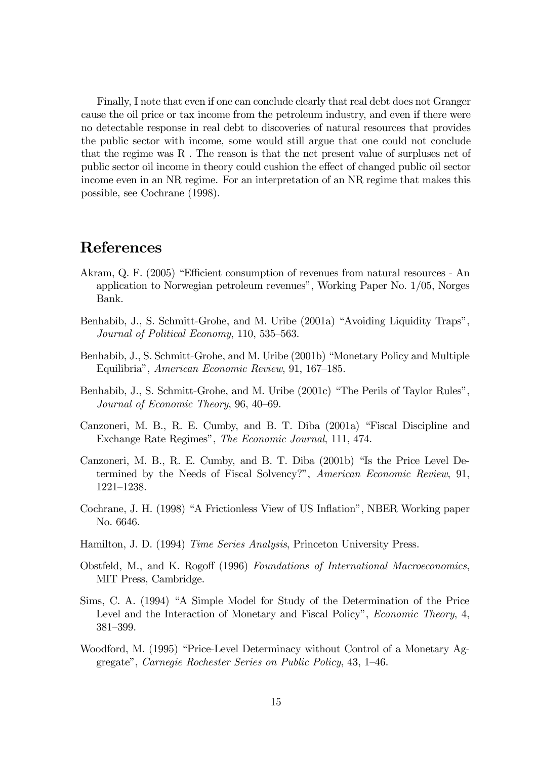Finally, I note that even if one can conclude clearly that real debt does not Granger cause the oil price or tax income from the petroleum industry, and even if there were no detectable response in real debt to discoveries of natural resources that provides the public sector with income, some would still argue that one could not conclude that the regime was R . The reason is that the net present value of surpluses net of public sector oil income in theory could cushion the effect of changed public oil sector income even in an NR regime. For an interpretation of an NR regime that makes this possible, see Cochrane (1998).

# References

Akram, Q. F. (2005) "Efficient consumption of revenues from natural resources - An application to Norwegian petroleum revenues", Working Paper No. 1/05, Norges Bank.

Benhabib, J., S. Schmitt-Grohe, and M. Uribe (2001a) "Avoiding Liquidity Traps", *Journal of Political Economy*, 110, 535–563.

Benhabib, J., S. Schmitt-Grohe, and M. Uribe (2001b) "Monetary Policy and Multiple Equilibria", *American Economic Review*, 91, 167–185.

Benhabib, J., S. Schmitt-Grohe, and M. Uribe (2001c) "The Perils of Taylor Rules", *Journal of Economic Theory*, 96, 40–69.

Canzoneri, M. B., R. E. Cumby, and B. T. Diba (2001a) "Fiscal Discipline and Exchange Rate Regimes", *The Economic Journal*, 111, 474.

Canzoneri, M. B., R. E. Cumby, and B. T. Diba (2001b) "Is the Price Level Determined by the Needs of Fiscal Solvency?", *American Economic Review*, 91, 1221–1238.

Cochrane, J. H. (1998) "A Frictionless View of US Inflation", NBER Working paper No. 6646.

Hamilton, J. D. (1994) *Time Series Analysis*, Princeton University Press.

Obstfeld, M., and K. Rogoff (1996) *Foundations of International Macroeconomics*, MIT Press, Cambridge.

Sims, C. A. (1994) "A Simple Model for Study of the Determination of the Price Level and the Interaction of Monetary and Fiscal Policy", *Economic Theory*, 4, 381–399.

Woodford, M. (1995) "Price-Level Determinacy without Control of a Monetary Aggregate", *Carnegie Rochester Series on Public Policy*, 43, 1–46.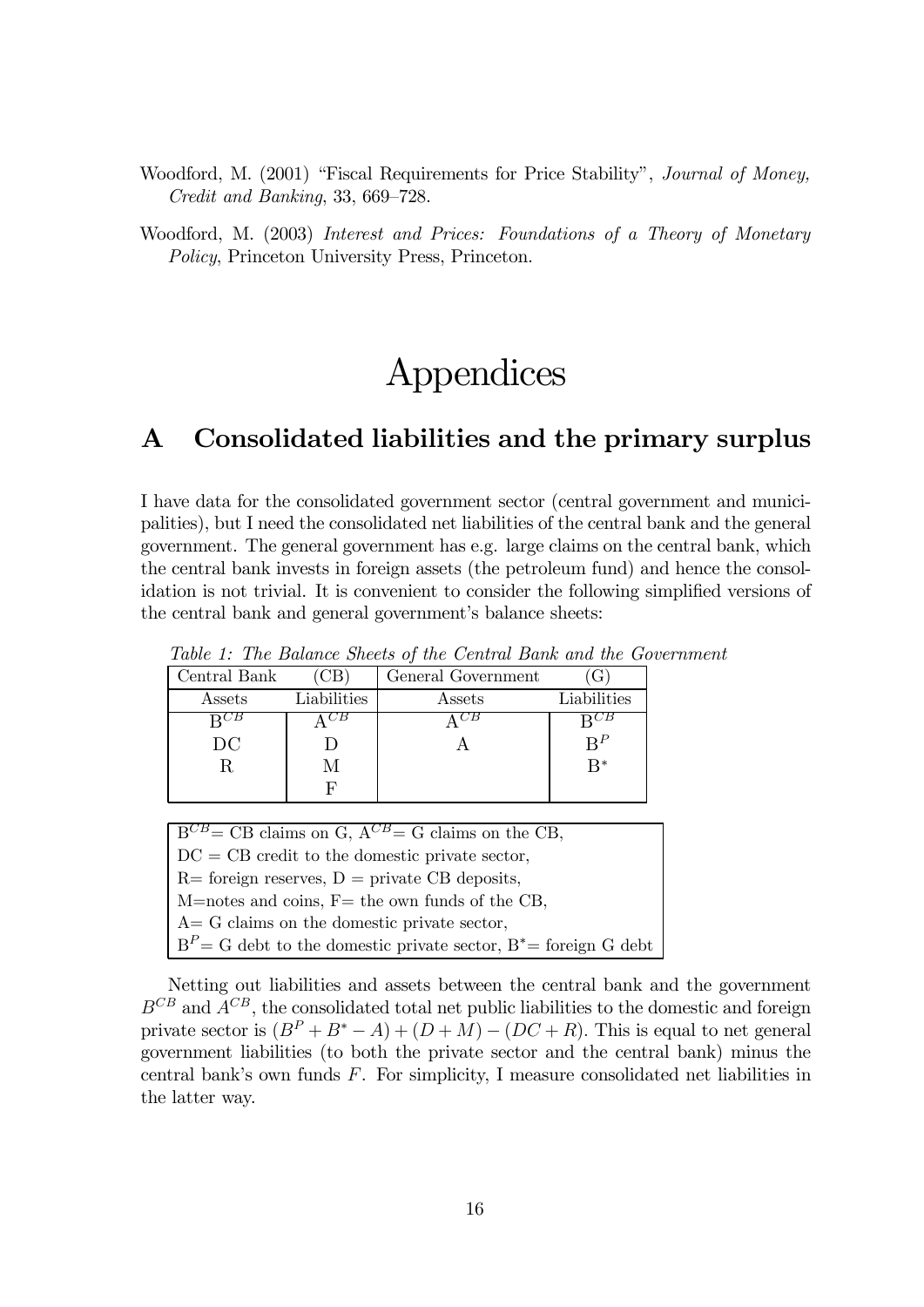Woodford, M. (2001) "Fiscal Requirements for Price Stability", *Journal of Money, Credit and Banking*, 33, 669–728.

Woodford, M. (2003) *Interest and Prices: Foundations of a Theory of Monetary Policy*, Princeton University Press, Princeton.

# Appendices

## A Consolidated liabilities and the primary surplus

I have data for the consolidated government sector (central government and municipalities), but I need the consolidated net liabilities of the central bank and the general government. The general government has e.g. large claims on the central bank, which the central bank invests in foreign assets (the petroleum fund) and hence the consolidation is not trivial. It is convenient to consider the following simplified versions of the central bank and general government's balance sheets:

*Table 1: The Balance Sheets of the Central Bank and the Government*

| Central Bank (CB) | | General Government (G) | |
|---|---|---|---|
| Assets | Liabilities | Assets | Liabilities |
| $B^{CB}$ | $A^{CB}$ | $A^{CB}$ | $B^{CB}$ |
| DC | D | A | $B^P$ |
| R | M | | $B^*$ |
| | F | | |

$B^{CB}$= CB claims on G, $A^{CB}$= G claims on the CB,
DC = CB credit to the domestic private sector,
R= foreign reserves, D = private CB deposits,
M=notes and coins, F= the own funds of the CB,
A= G claims on the domestic private sector,
$B^P$= G debt to the domestic private sector, $B^*$= foreign G debt

Netting out liabilities and assets between the central bank and the government $B^{CB}$ and $A^{CB}$, the consolidated total net public liabilities to the domestic and foreign private sector is $(B^P + B^* - A) + (D + M) - (DC + R)$. This is equal to net general government liabilities (to both the private sector and the central bank) minus the central bank's own funds $F$. For simplicity, I measure consolidated net liabilities in the latter way.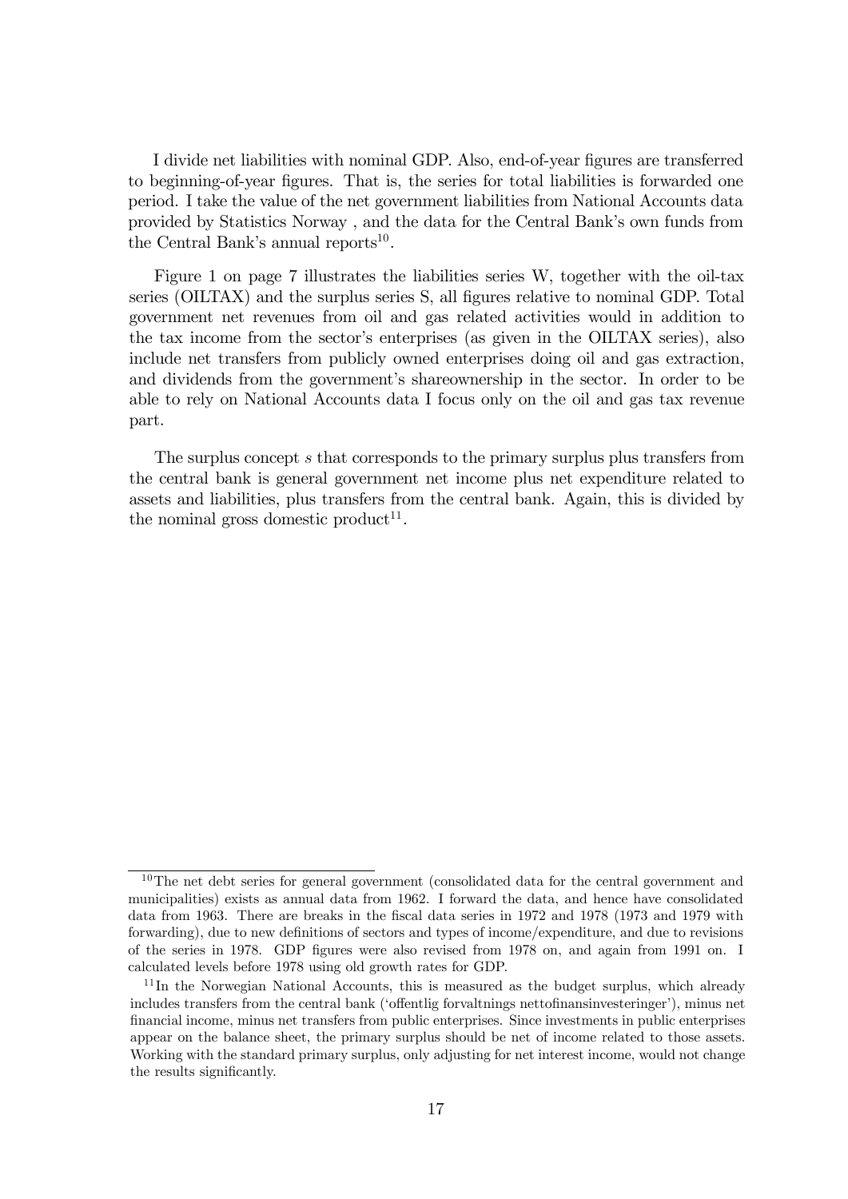I divide net liabilities with nominal GDP. Also, end-of-year figures are transferred to beginning-of-year figures. That is, the series for total liabilities is forwarded one period. I take the value of the net government liabilities from National Accounts data provided by Statistics Norway , and the data for the Central Bank's own funds from the Central Bank's annual reports[10].

Figure 1 on page 7 illustrates the liabilities series W, together with the oil-tax series (OILTAX) and the surplus series S, all figures relative to nominal GDP. Total government net revenues from oil and gas related activities would in addition to the tax income from the sector's enterprises (as given in the OILTAX series), also include net transfers from publicly owned enterprises doing oil and gas extraction, and dividends from the government's shareownership in the sector. In order to be able to rely on National Accounts data I focus only on the oil and gas tax revenue part.

The surplus concept $s$ that corresponds to the primary surplus plus transfers from the central bank is general government net income plus net expenditure related to assets and liabilities, plus transfers from the central bank. Again, this is divided by the nominal gross domestic product[11].

---

[10] The net debt series for general government (consolidated data for the central government and municipalities) exists as annual data from 1962. I forward the data, and hence have consolidated data from 1963. There are breaks in the fiscal data series in 1972 and 1978 (1973 and 1979 with forwarding), due to new definitions of sectors and types of income/expenditure, and due to revisions of the series in 1978. GDP figures were also revised from 1978 on, and again from 1991 on. I calculated levels before 1978 using old growth rates for GDP.

[11] In the Norwegian National Accounts, this is measured as the budget surplus, which already includes transfers from the central bank ('offentlig forvaltnings nettofinansinvesteringer'), minus net financial income, minus net transfers from public enterprises. Since investments in public enterprises appear on the balance sheet, the primary surplus should be net of income related to those assets. Working with the standard primary surplus, only adjusting for net interest income, would not change the results significantly.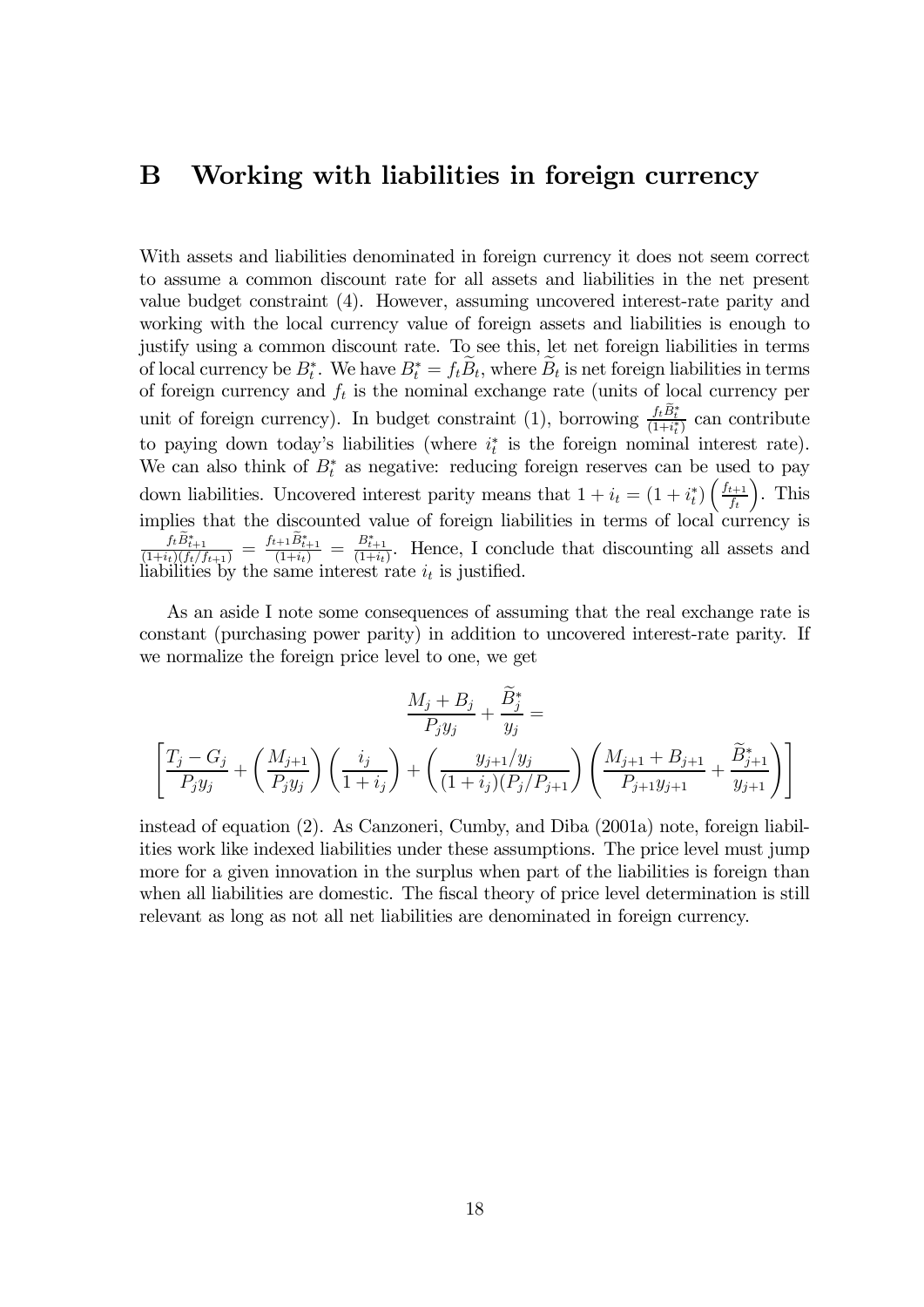# B Working with liabilities in foreign currency

With assets and liabilities denominated in foreign currency it does not seem correct to assume a common discount rate for all assets and liabilities in the net present value budget constraint (4). However, assuming uncovered interest-rate parity and working with the local currency value of foreign assets and liabilities is enough to justify using a common discount rate. To see this, let net foreign liabilities in terms of local currency be $B_t^*$. We have $B_t^* = f_t \widetilde{B}_t$, where $\widetilde{B}_t$ is net foreign liabilities in terms of foreign currency and $f_t$ is the nominal exchange rate (units of local currency per unit of foreign currency). In budget constraint (1), borrowing $\frac{f_t \widetilde{B}_t^*}{(1+i_t^*)}$ can contribute to paying down today's liabilities (where $i_t^*$ is the foreign nominal interest rate). We can also think of $B_t^*$ as negative: reducing foreign reserves can be used to pay down liabilities. Uncovered interest parity means that $1 + i_t = (1 + i_t^*) \left( \frac{f_{t+1}}{f_t} \right)$. This implies that the discounted value of foreign liabilities in terms of local currency is $\frac{f_t \widetilde{B}_{t+1}^*}{(1+i_t)(f_t/f_{t+1})} = \frac{f_{t+1} \widetilde{B}_{t+1}^*}{(1+i_t)} = \frac{B_{t+1}^*}{(1+i_t)}$. Hence, I conclude that discounting all assets and liabilities by the same interest rate $i_t$ is justified.

As an aside I note some consequences of assuming that the real exchange rate is constant (purchasing power parity) in addition to uncovered interest-rate parity. If we normalize the foreign price level to one, we get

$$\frac{M_j + B_j}{P_j y_j} + \frac{\widetilde{B}_j^*}{y_j} =$$

$$\left[ \frac{T_j - G_j}{P_j y_j} + \left( \frac{M_{j+1}}{P_j y_j} \right) \left( \frac{i_j}{1+i_j} \right) + \left( \frac{y_{j+1}/y_j}{(1+i_j)(P_j/P_{j+1})} \right) \left( \frac{M_{j+1} + B_{j+1}}{P_{j+1} y_{j+1}} + \frac{\widetilde{B}_{j+1}^*}{y_{j+1}} \right) \right]$$

instead of equation (2). As Canzoneri, Cumby, and Diba (2001a) note, foreign liabilities work like indexed liabilities under these assumptions. The price level must jump more for a given innovation in the surplus when part of the liabilities is foreign than when all liabilities are domestic. The fiscal theory of price level determination is still relevant as long as not all net liabilities are denominated in foreign currency.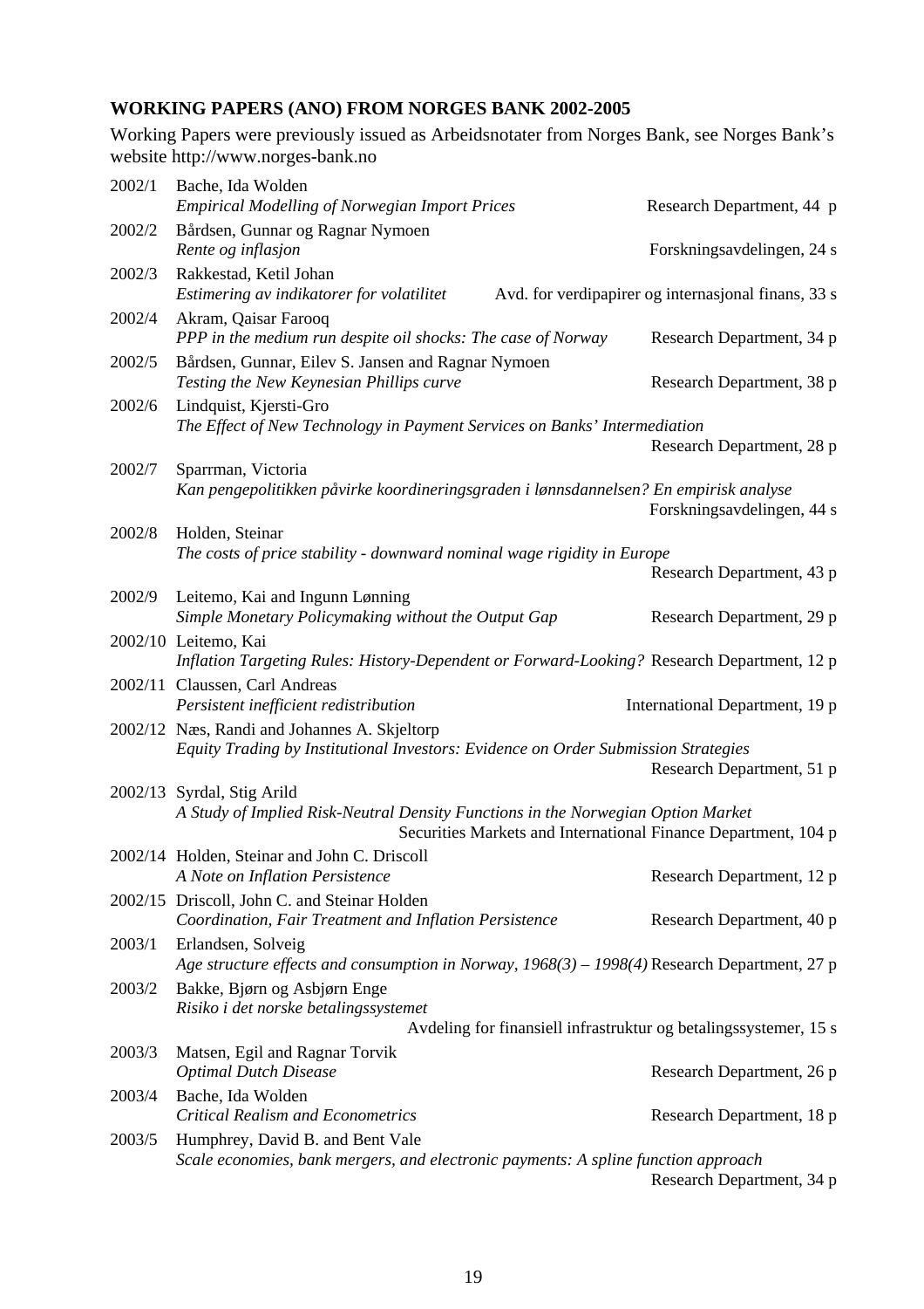## WORKING PAPERS (ANO) FROM NORGES BANK 2002-2005

Working Papers were previously issued as Arbeidsnotater from Norges Bank, see Norges Bank's website http://www.norges-bank.no

2002/1 Bache, Ida Wolden
*Empirical Modelling of Norwegian Import Prices* — Research Department, 44 p

2002/2 Bårdsen, Gunnar og Ragnar Nymoen
*Rente og inflasjon* — Forskningsavdelingen, 24 s

2002/3 Rakkestad, Ketil Johan
*Estimering av indikatorer for volatilitet* — Avd. for verdipapirer og internasjonal finans, 33 s

2002/4 Akram, Qaisar Farooq
*PPP in the medium run despite oil shocks: The case of Norway* — Research Department, 34 p

2002/5 Bårdsen, Gunnar, Eilev S. Jansen and Ragnar Nymoen
*Testing the New Keynesian Phillips curve* — Research Department, 38 p

2002/6 Lindquist, Kjersti-Gro
*The Effect of New Technology in Payment Services on Banks' Intermediation* — Research Department, 28 p

2002/7 Sparrman, Victoria
*Kan pengepolitikken påvirke koordineringsgraden i lønnsdannelsen? En empirisk analyse* — Forskningsavdelingen, 44 s

2002/8 Holden, Steinar
*The costs of price stability - downward nominal wage rigidity in Europe* — Research Department, 43 p

2002/9 Leitemo, Kai and Ingunn Lønning
*Simple Monetary Policymaking without the Output Gap* — Research Department, 29 p

2002/10 Leitemo, Kai
*Inflation Targeting Rules: History-Dependent or Forward-Looking?* — Research Department, 12 p

2002/11 Claussen, Carl Andreas
*Persistent inefficient redistribution* — International Department, 19 p

2002/12 Næs, Randi and Johannes A. Skjeltorp
*Equity Trading by Institutional Investors: Evidence on Order Submission Strategies* — Research Department, 51 p

2002/13 Syrdal, Stig Arild
*A Study of Implied Risk-Neutral Density Functions in the Norwegian Option Market* — Securities Markets and International Finance Department, 104 p

2002/14 Holden, Steinar and John C. Driscoll
*A Note on Inflation Persistence* — Research Department, 12 p

2002/15 Driscoll, John C. and Steinar Holden
*Coordination, Fair Treatment and Inflation Persistence* — Research Department, 40 p

2003/1 Erlandsen, Solveig
*Age structure effects and consumption in Norway, 1968(3) – 1998(4)* — Research Department, 27 p

2003/2 Bakke, Bjørn og Asbjørn Enge
*Risiko i det norske betalingssystemet* — Avdeling for finansiell infrastruktur og betalingssystemer, 15 s

2003/3 Matsen, Egil and Ragnar Torvik
*Optimal Dutch Disease* — Research Department, 26 p

2003/4 Bache, Ida Wolden
*Critical Realism and Econometrics* — Research Department, 18 p

2003/5 Humphrey, David B. and Bent Vale
*Scale economies, bank mergers, and electronic payments: A spline function approach* — Research Department, 34 p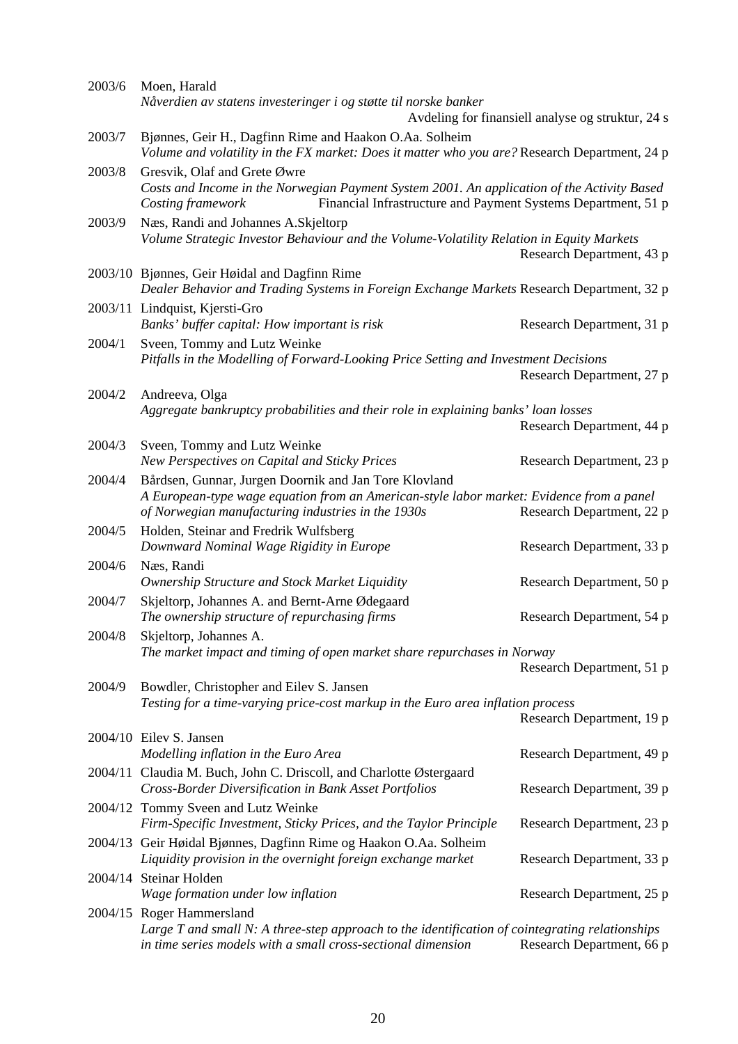2003/6 Moen, Harald
*Nåverdien av statens investeringer i og støtte til norske banker*
Avdeling for finansiell analyse og struktur, 24 s

2003/7 Bjønnes, Geir H., Dagfinn Rime and Haakon O.Aa. Solheim
*Volume and volatility in the FX market: Does it matter who you are?* Research Department, 24 p

2003/8 Gresvik, Olaf and Grete Øwre
*Costs and Income in the Norwegian Payment System 2001. An application of the Activity Based Costing framework* Financial Infrastructure and Payment Systems Department, 51 p

2003/9 Næs, Randi and Johannes A.Skjeltorp
*Volume Strategic Investor Behaviour and the Volume-Volatility Relation in Equity Markets*
Research Department, 43 p

2003/10 Bjønnes, Geir Høidal and Dagfinn Rime
*Dealer Behavior and Trading Systems in Foreign Exchange Markets* Research Department, 32 p

2003/11 Lindquist, Kjersti-Gro
*Banks' buffer capital: How important is risk* Research Department, 31 p

2004/1 Sveen, Tommy and Lutz Weinke
*Pitfalls in the Modelling of Forward-Looking Price Setting and Investment Decisions*
Research Department, 27 p

2004/2 Andreeva, Olga
*Aggregate bankruptcy probabilities and their role in explaining banks' loan losses*
Research Department, 44 p

2004/3 Sveen, Tommy and Lutz Weinke
*New Perspectives on Capital and Sticky Prices* Research Department, 23 p

2004/4 Bårdsen, Gunnar, Jurgen Doornik and Jan Tore Klovland
*A European-type wage equation from an American-style labor market: Evidence from a panel of Norwegian manufacturing industries in the 1930s* Research Department, 22 p

2004/5 Holden, Steinar and Fredrik Wulfsberg
*Downward Nominal Wage Rigidity in Europe* Research Department, 33 p

2004/6 Næs, Randi
*Ownership Structure and Stock Market Liquidity* Research Department, 50 p

2004/7 Skjeltorp, Johannes A. and Bernt-Arne Ødegaard
*The ownership structure of repurchasing firms* Research Department, 54 p

2004/8 Skjeltorp, Johannes A.
*The market impact and timing of open market share repurchases in Norway*
Research Department, 51 p

2004/9 Bowdler, Christopher and Eilev S. Jansen
*Testing for a time-varying price-cost markup in the Euro area inflation process*
Research Department, 19 p

2004/10 Eilev S. Jansen
*Modelling inflation in the Euro Area* Research Department, 49 p

2004/11 Claudia M. Buch, John C. Driscoll, and Charlotte Østergaard
*Cross-Border Diversification in Bank Asset Portfolios* Research Department, 39 p

2004/12 Tommy Sveen and Lutz Weinke
*Firm-Specific Investment, Sticky Prices, and the Taylor Principle* Research Department, 23 p

2004/13 Geir Høidal Bjønnes, Dagfinn Rime og Haakon O.Aa. Solheim
*Liquidity provision in the overnight foreign exchange market* Research Department, 33 p

2004/14 Steinar Holden
*Wage formation under low inflation* Research Department, 25 p

2004/15 Roger Hammersland
*Large T and small N: A three-step approach to the identification of cointegrating relationships in time series models with a small cross-sectional dimension* Research Department, 66 p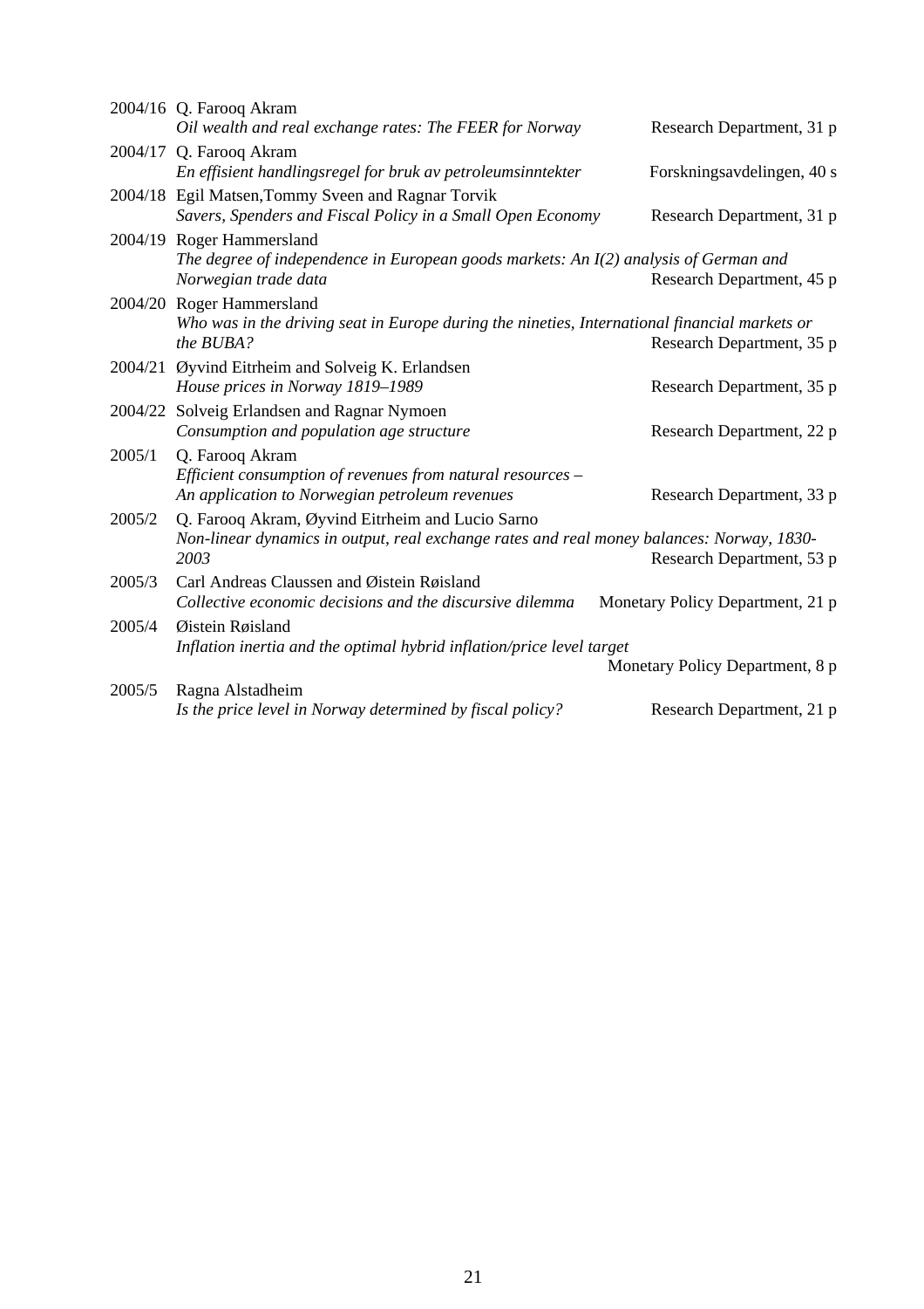| | | |
|---|---|---|
| 2004/16 | Q. Farooq Akram<br>*Oil wealth and real exchange rates: The FEER for Norway* | Research Department, 31 p |
| 2004/17 | Q. Farooq Akram<br>*En effisient handlingsregel for bruk av petroleumsinntekter* | Forskningsavdelingen, 40 s |
| 2004/18 | Egil Matsen,Tommy Sveen and Ragnar Torvik<br>*Savers, Spenders and Fiscal Policy in a Small Open Economy* | Research Department, 31 p |
| 2004/19 | Roger Hammersland<br>*The degree of independence in European goods markets: An I(2) analysis of German and Norwegian trade data* | Research Department, 45 p |
| 2004/20 | Roger Hammersland<br>*Who was in the driving seat in Europe during the nineties, International financial markets or the BUBA?* | Research Department, 35 p |
| 2004/21 | Øyvind Eitrheim and Solveig K. Erlandsen<br>*House prices in Norway 1819–1989* | Research Department, 35 p |
| 2004/22 | Solveig Erlandsen and Ragnar Nymoen<br>*Consumption and population age structure* | Research Department, 22 p |
| 2005/1 | Q. Farooq Akram<br>*Efficient consumption of revenues from natural resources – An application to Norwegian petroleum revenues* | Research Department, 33 p |
| 2005/2 | Q. Farooq Akram, Øyvind Eitrheim and Lucio Sarno<br>*Non-linear dynamics in output, real exchange rates and real money balances: Norway, 1830-2003* | Research Department, 53 p |
| 2005/3 | Carl Andreas Claussen and Øistein Røisland<br>*Collective economic decisions and the discursive dilemma* | Monetary Policy Department, 21 p |
| 2005/4 | Øistein Røisland<br>*Inflation inertia and the optimal hybrid inflation/price level target* | Monetary Policy Department, 8 p |
| 2005/5 | Ragna Alstadheim<br>*Is the price level in Norway determined by fiscal policy?* | Research Department, 21 p |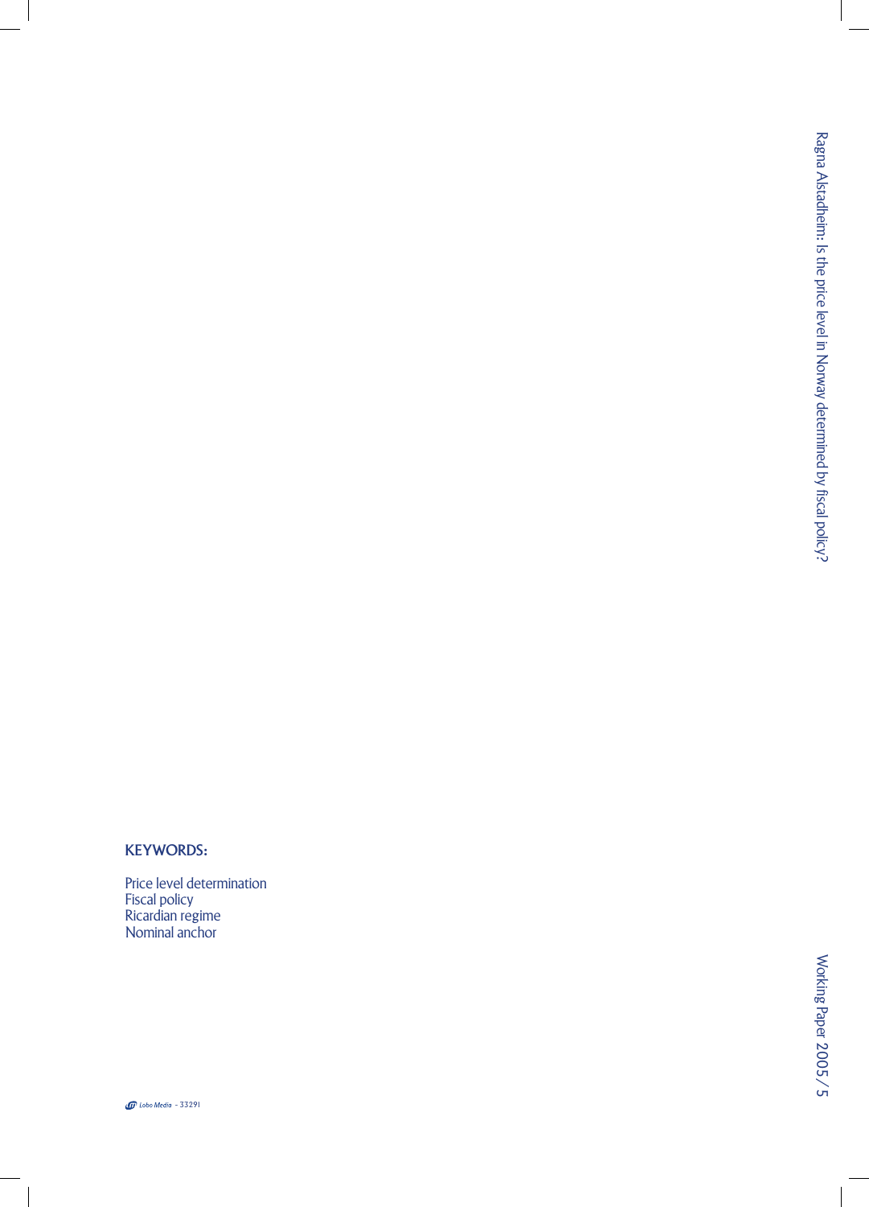**KEYWORDS:**

Price level determination
Fiscal policy
Ricardian regime
Nominal anchor

Ragna Alstadheim: Is the price level in Norway determined by fiscal policy?

Working Paper 2005/5

Lobo Media - 33291